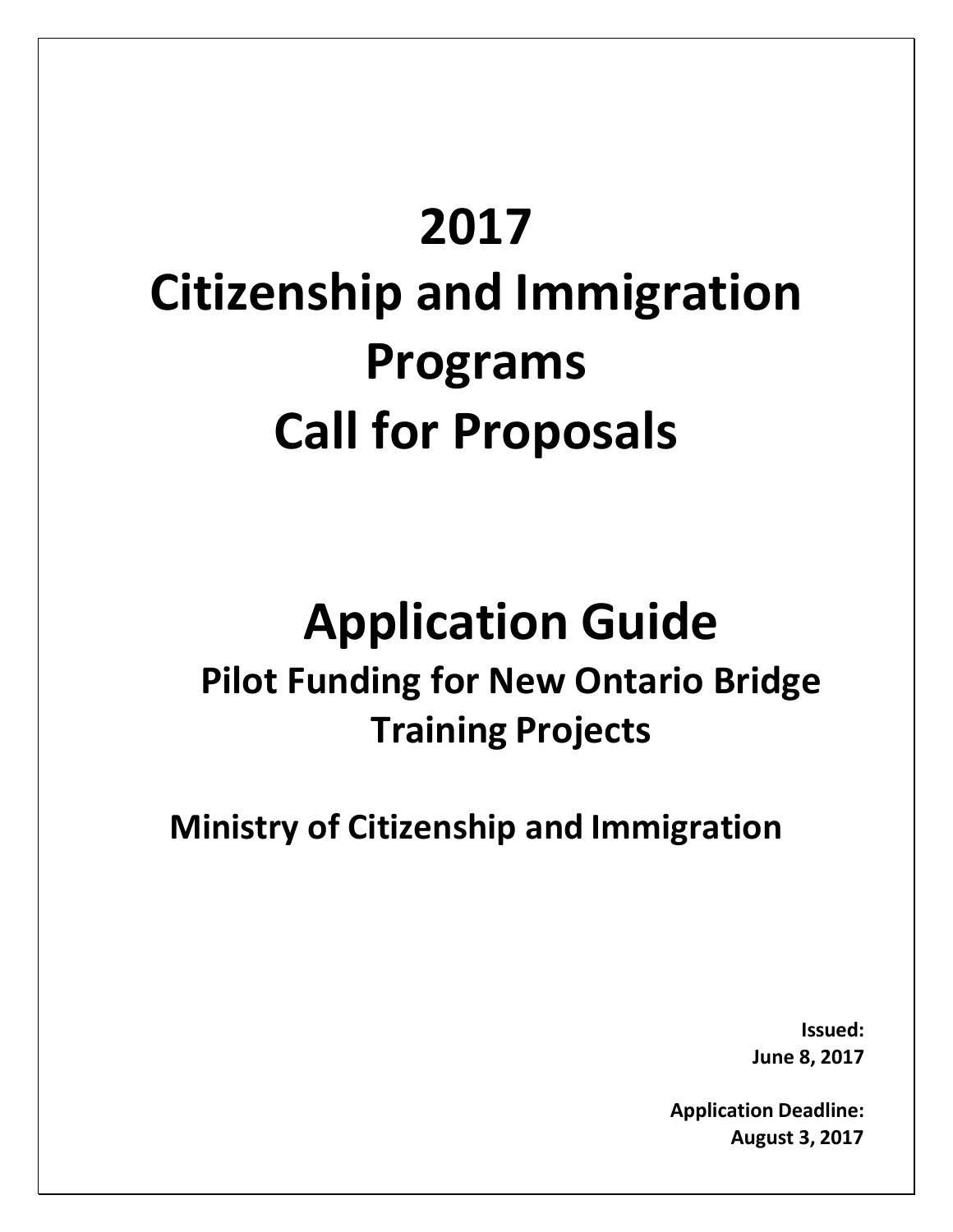# 2017
# Citizenship and Immigration Programs
# Call for Proposals

# Application Guide

## Pilot Funding for New Ontario Bridge Training Projects

## Ministry of Citizenship and Immigration

**Issued:**
**June 8, 2017**

**Application Deadline:**
**August 3, 2017**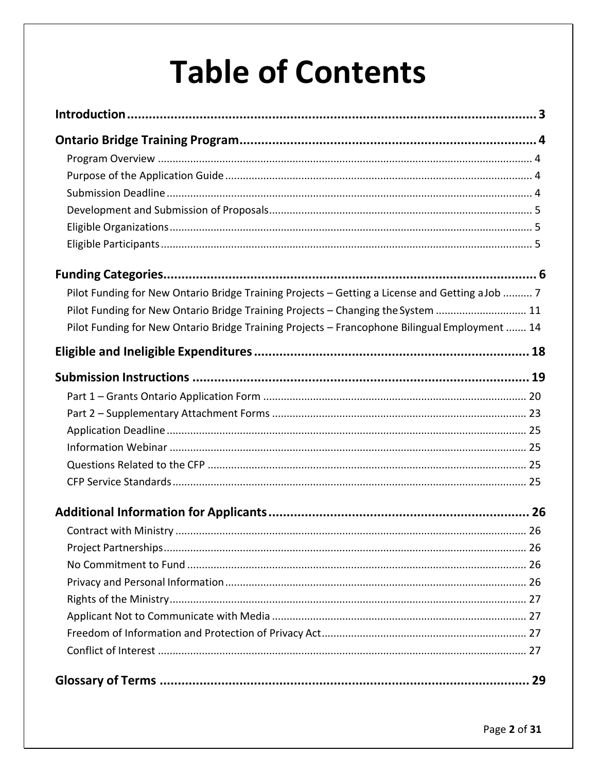# Table of Contents

**Introduction** .......... **3**

**Ontario Bridge Training Program** .......... **4**

- Program Overview .......... 4
- Purpose of the Application Guide .......... 4
- Submission Deadline .......... 4
- Development and Submission of Proposals .......... 5
- Eligible Organizations .......... 5
- Eligible Participants .......... 5

**Funding Categories** .......... **6**

- Pilot Funding for New Ontario Bridge Training Projects – Getting a License and Getting a Job .......... 7
- Pilot Funding for New Ontario Bridge Training Projects – Changing the System .......... 11
- Pilot Funding for New Ontario Bridge Training Projects – Francophone Bilingual Employment .......... 14

**Eligible and Ineligible Expenditures** .......... **18**

**Submission Instructions** .......... **19**

- Part 1 – Grants Ontario Application Form .......... 20
- Part 2 – Supplementary Attachment Forms .......... 23
- Application Deadline .......... 25
- Information Webinar .......... 25
- Questions Related to the CFP .......... 25
- CFP Service Standards .......... 25

**Additional Information for Applicants** .......... **26**

- Contract with Ministry .......... 26
- Project Partnerships .......... 26
- No Commitment to Fund .......... 26
- Privacy and Personal Information .......... 26
- Rights of the Ministry .......... 27
- Applicant Not to Communicate with Media .......... 27
- Freedom of Information and Protection of Privacy Act .......... 27
- Conflict of Interest .......... 27

**Glossary of Terms** .......... **29**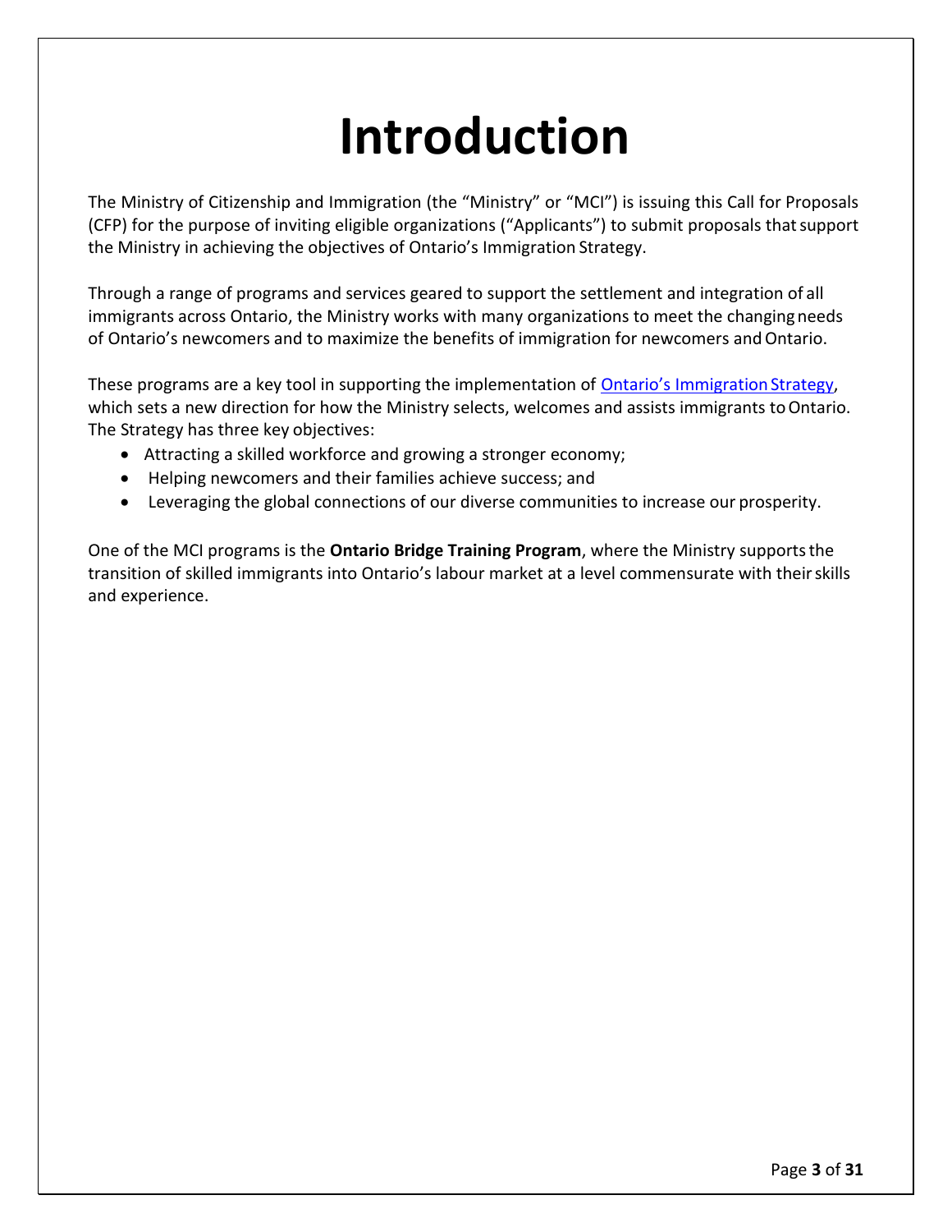# Introduction

The Ministry of Citizenship and Immigration (the "Ministry" or "MCI") is issuing this Call for Proposals (CFP) for the purpose of inviting eligible organizations ("Applicants") to submit proposals that support the Ministry in achieving the objectives of Ontario's Immigration Strategy.

Through a range of programs and services geared to support the settlement and integration of all immigrants across Ontario, the Ministry works with many organizations to meet the changing needs of Ontario's newcomers and to maximize the benefits of immigration for newcomers and Ontario.

These programs are a key tool in supporting the implementation of [Ontario's Immigration Strategy](), which sets a new direction for how the Ministry selects, welcomes and assists immigrants to Ontario. The Strategy has three key objectives:

- Attracting a skilled workforce and growing a stronger economy;
- Helping newcomers and their families achieve success; and
- Leveraging the global connections of our diverse communities to increase our prosperity.

One of the MCI programs is the **Ontario Bridge Training Program**, where the Ministry supports the transition of skilled immigrants into Ontario's labour market at a level commensurate with their skills and experience.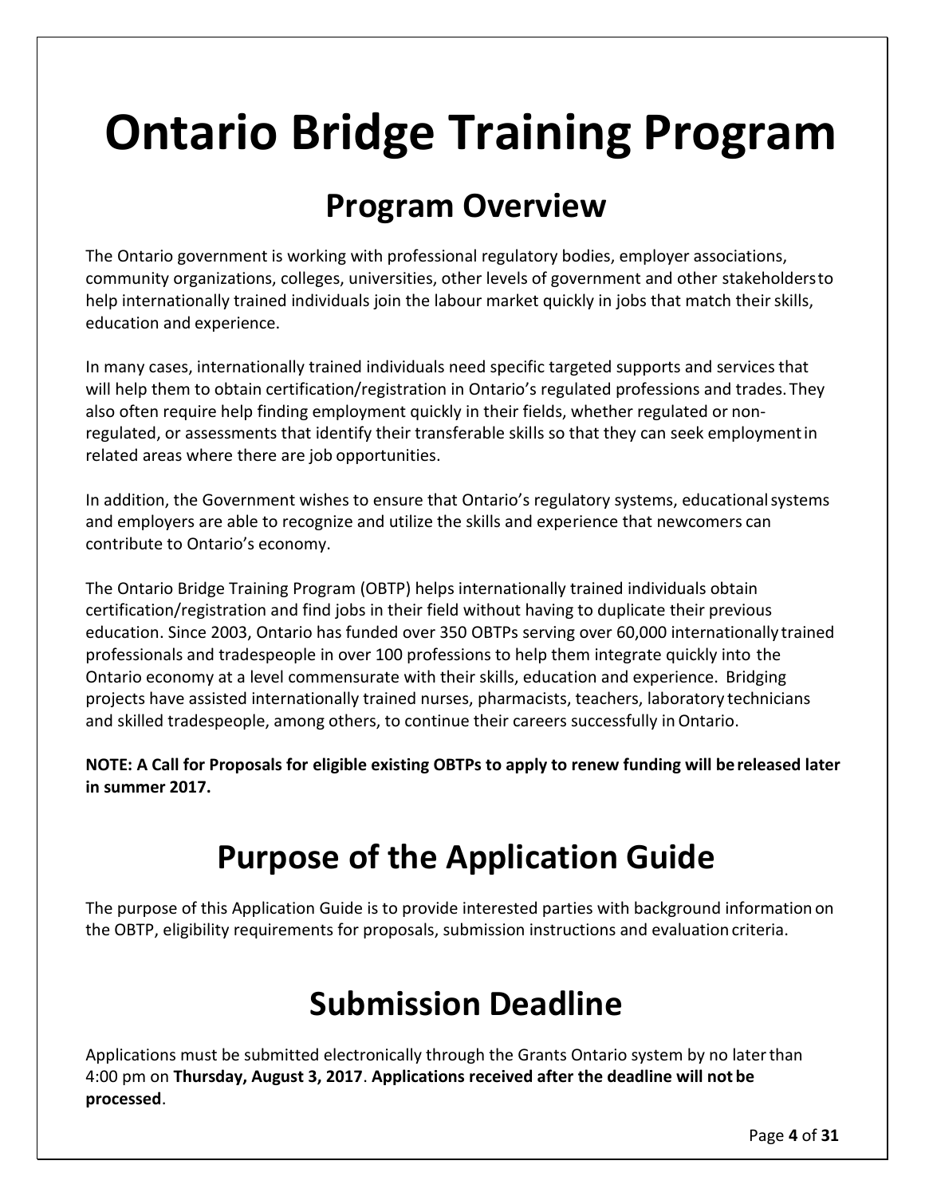# Ontario Bridge Training Program

## Program Overview

The Ontario government is working with professional regulatory bodies, employer associations, community organizations, colleges, universities, other levels of government and other stakeholders to help internationally trained individuals join the labour market quickly in jobs that match their skills, education and experience.

In many cases, internationally trained individuals need specific targeted supports and services that will help them to obtain certification/registration in Ontario's regulated professions and trades. They also often require help finding employment quickly in their fields, whether regulated or non-regulated, or assessments that identify their transferable skills so that they can seek employment in related areas where there are job opportunities.

In addition, the Government wishes to ensure that Ontario's regulatory systems, educational systems and employers are able to recognize and utilize the skills and experience that newcomers can contribute to Ontario's economy.

The Ontario Bridge Training Program (OBTP) helps internationally trained individuals obtain certification/registration and find jobs in their field without having to duplicate their previous education. Since 2003, Ontario has funded over 350 OBTPs serving over 60,000 internationally trained professionals and tradespeople in over 100 professions to help them integrate quickly into the Ontario economy at a level commensurate with their skills, education and experience. Bridging projects have assisted internationally trained nurses, pharmacists, teachers, laboratory technicians and skilled tradespeople, among others, to continue their careers successfully in Ontario.

**NOTE: A Call for Proposals for eligible existing OBTPs to apply to renew funding will be released later in summer 2017.**

## Purpose of the Application Guide

The purpose of this Application Guide is to provide interested parties with background information on the OBTP, eligibility requirements for proposals, submission instructions and evaluation criteria.

## Submission Deadline

Applications must be submitted electronically through the Grants Ontario system by no later than 4:00 pm on **Thursday, August 3, 2017**. **Applications received after the deadline will not be processed**.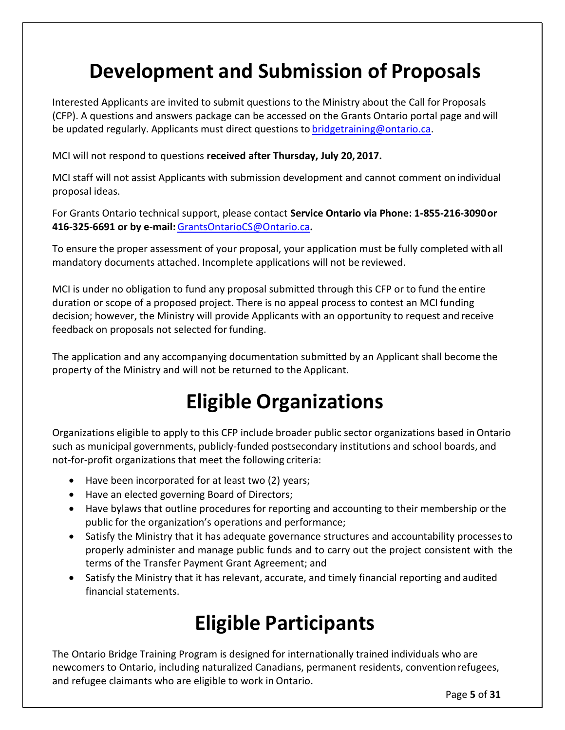# Development and Submission of Proposals

Interested Applicants are invited to submit questions to the Ministry about the Call for Proposals (CFP). A questions and answers package can be accessed on the Grants Ontario portal page and will be updated regularly. Applicants must direct questions to bridgetraining@ontario.ca.

MCI will not respond to questions **received after Thursday, July 20, 2017.**

MCI staff will not assist Applicants with submission development and cannot comment on individual proposal ideas.

For Grants Ontario technical support, please contact **Service Ontario via Phone: 1-855-216-3090 or 416-325-6691 or by e-mail:** GrantsOntarioCS@Ontario.ca**.**

To ensure the proper assessment of your proposal, your application must be fully completed with all mandatory documents attached. Incomplete applications will not be reviewed.

MCI is under no obligation to fund any proposal submitted through this CFP or to fund the entire duration or scope of a proposed project. There is no appeal process to contest an MCI funding decision; however, the Ministry will provide Applicants with an opportunity to request and receive feedback on proposals not selected for funding.

The application and any accompanying documentation submitted by an Applicant shall become the property of the Ministry and will not be returned to the Applicant.

# Eligible Organizations

Organizations eligible to apply to this CFP include broader public sector organizations based in Ontario such as municipal governments, publicly-funded postsecondary institutions and school boards, and not-for-profit organizations that meet the following criteria:

- Have been incorporated for at least two (2) years;
- Have an elected governing Board of Directors;
- Have bylaws that outline procedures for reporting and accounting to their membership or the public for the organization's operations and performance;
- Satisfy the Ministry that it has adequate governance structures and accountability processes to properly administer and manage public funds and to carry out the project consistent with the terms of the Transfer Payment Grant Agreement; and
- Satisfy the Ministry that it has relevant, accurate, and timely financial reporting and audited financial statements.

# Eligible Participants

The Ontario Bridge Training Program is designed for internationally trained individuals who are newcomers to Ontario, including naturalized Canadians, permanent residents, convention refugees, and refugee claimants who are eligible to work in Ontario.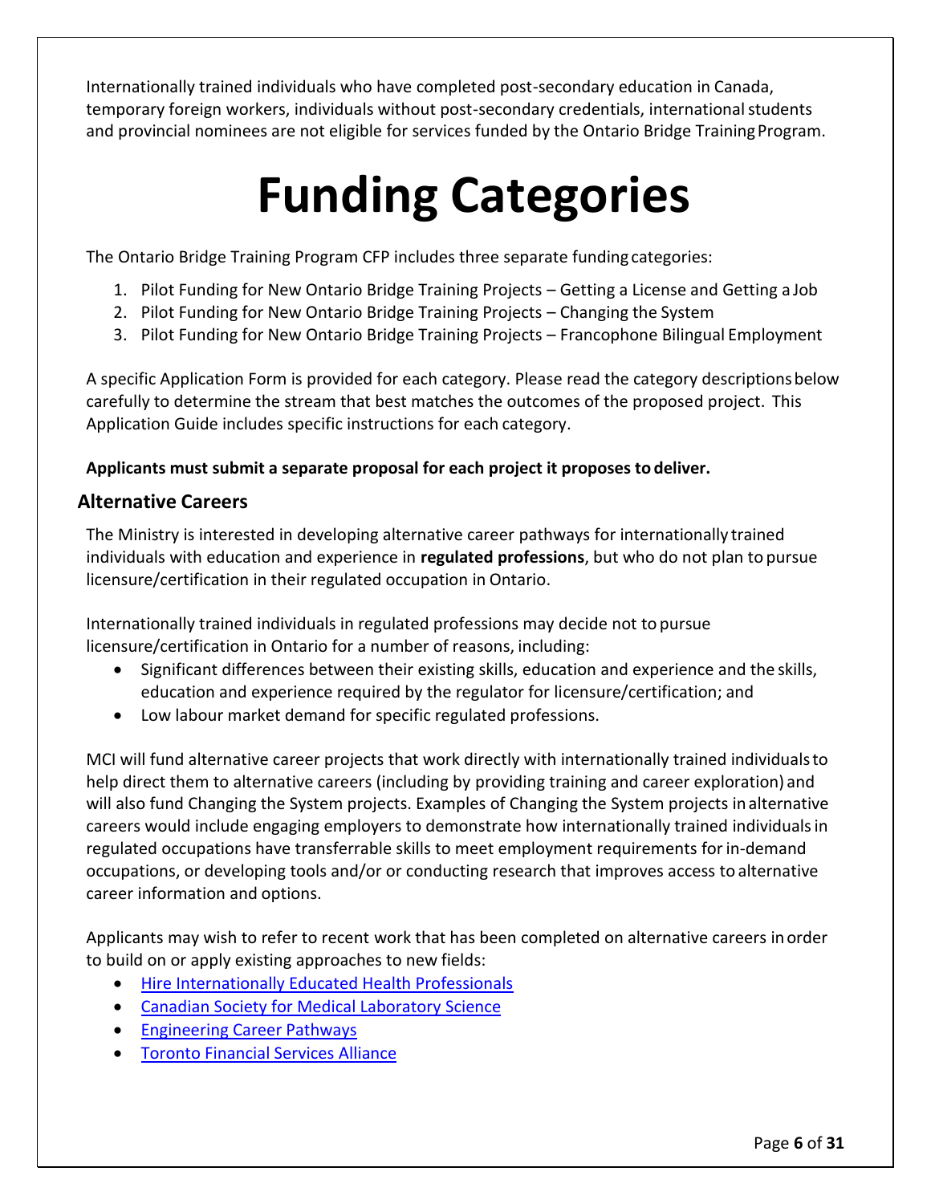Internationally trained individuals who have completed post-secondary education in Canada, temporary foreign workers, individuals without post-secondary credentials, international students and provincial nominees are not eligible for services funded by the Ontario Bridge Training Program.

# Funding Categories

The Ontario Bridge Training Program CFP includes three separate funding categories:

1. Pilot Funding for New Ontario Bridge Training Projects – Getting a License and Getting a Job
2. Pilot Funding for New Ontario Bridge Training Projects – Changing the System
3. Pilot Funding for New Ontario Bridge Training Projects – Francophone Bilingual Employment

A specific Application Form is provided for each category. Please read the category descriptions below carefully to determine the stream that best matches the outcomes of the proposed project. This Application Guide includes specific instructions for each category.

**Applicants must submit a separate proposal for each project it proposes to deliver.**

## Alternative Careers

The Ministry is interested in developing alternative career pathways for internationally trained individuals with education and experience in **regulated professions**, but who do not plan to pursue licensure/certification in their regulated occupation in Ontario.

Internationally trained individuals in regulated professions may decide not to pursue licensure/certification in Ontario for a number of reasons, including:

- Significant differences between their existing skills, education and experience and the skills, education and experience required by the regulator for licensure/certification; and
- Low labour market demand for specific regulated professions.

MCI will fund alternative career projects that work directly with internationally trained individuals to help direct them to alternative careers (including by providing training and career exploration) and will also fund Changing the System projects. Examples of Changing the System projects in alternative careers would include engaging employers to demonstrate how internationally trained individuals in regulated occupations have transferrable skills to meet employment requirements for in-demand occupations, or developing tools and/or or conducting research that improves access to alternative career information and options.

Applicants may wish to refer to recent work that has been completed on alternative careers in order to build on or apply existing approaches to new fields:

- Hire Internationally Educated Health Professionals
- Canadian Society for Medical Laboratory Science
- Engineering Career Pathways
- Toronto Financial Services Alliance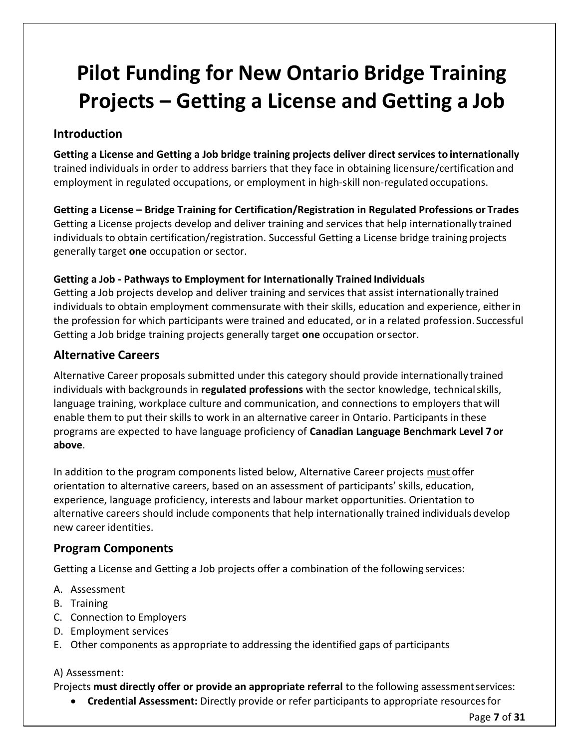# Pilot Funding for New Ontario Bridge Training Projects – Getting a License and Getting a Job

## Introduction

**Getting a License and Getting a Job bridge training projects deliver direct services to internationally** trained individuals in order to address barriers that they face in obtaining licensure/certification and employment in regulated occupations, or employment in high-skill non-regulated occupations.

**Getting a License – Bridge Training for Certification/Registration in Regulated Professions or Trades**
Getting a License projects develop and deliver training and services that help internationally trained individuals to obtain certification/registration. Successful Getting a License bridge training projects generally target **one** occupation or sector.

**Getting a Job - Pathways to Employment for Internationally Trained Individuals**
Getting a Job projects develop and deliver training and services that assist internationally trained individuals to obtain employment commensurate with their skills, education and experience, either in the profession for which participants were trained and educated, or in a related profession. Successful Getting a Job bridge training projects generally target **one** occupation or sector.

## Alternative Careers

Alternative Career proposals submitted under this category should provide internationally trained individuals with backgrounds in **regulated professions** with the sector knowledge, technical skills, language training, workplace culture and communication, and connections to employers that will enable them to put their skills to work in an alternative career in Ontario. Participants in these programs are expected to have language proficiency of **Canadian Language Benchmark Level 7 or above**.

In addition to the program components listed below, Alternative Career projects must offer orientation to alternative careers, based on an assessment of participants' skills, education, experience, language proficiency, interests and labour market opportunities. Orientation to alternative careers should include components that help internationally trained individuals develop new career identities.

## Program Components

Getting a License and Getting a Job projects offer a combination of the following services:

A. Assessment
B. Training
C. Connection to Employers
D. Employment services
E. Other components as appropriate to addressing the identified gaps of participants

A) Assessment:
Projects **must directly offer or provide an appropriate referral** to the following assessment services:

- **Credential Assessment:** Directly provide or refer participants to appropriate resources for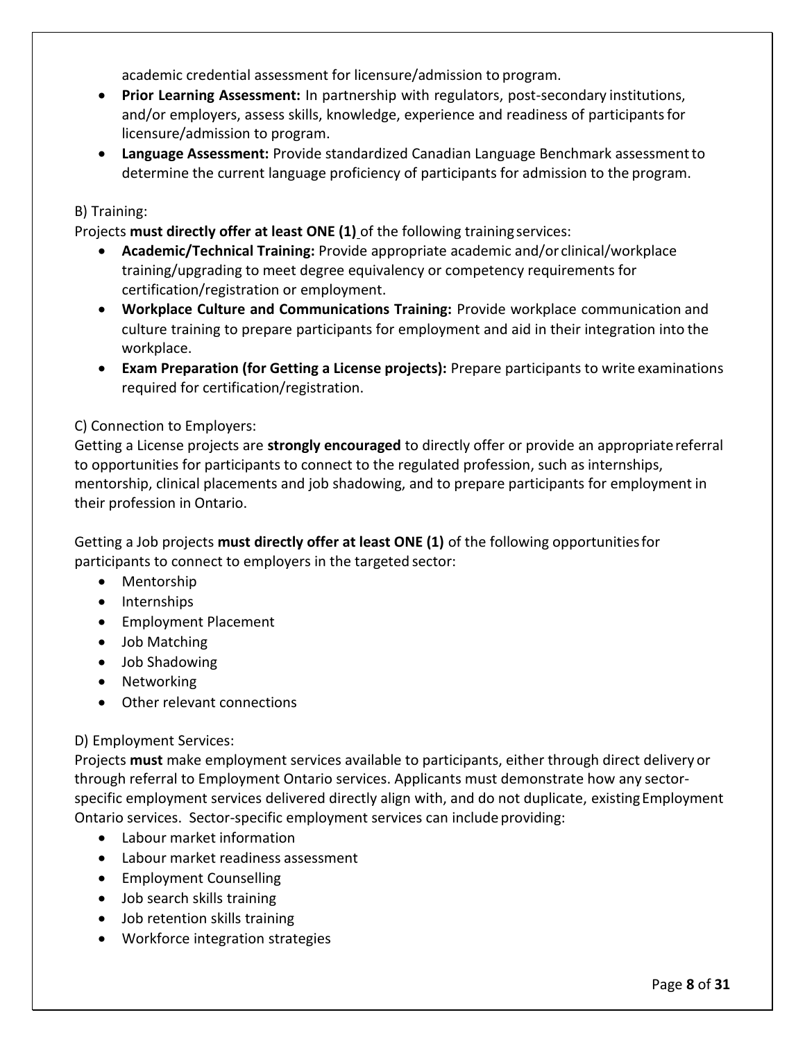academic credential assessment for licensure/admission to program.

- **Prior Learning Assessment:** In partnership with regulators, post-secondary institutions, and/or employers, assess skills, knowledge, experience and readiness of participants for licensure/admission to program.
- **Language Assessment:** Provide standardized Canadian Language Benchmark assessment to determine the current language proficiency of participants for admission to the program.

B) Training:

Projects **must directly offer at least ONE (1)** of the following training services:

- **Academic/Technical Training:** Provide appropriate academic and/or clinical/workplace training/upgrading to meet degree equivalency or competency requirements for certification/registration or employment.
- **Workplace Culture and Communications Training:** Provide workplace communication and culture training to prepare participants for employment and aid in their integration into the workplace.
- **Exam Preparation (for Getting a License projects):** Prepare participants to write examinations required for certification/registration.

C) Connection to Employers:

Getting a License projects are **strongly encouraged** to directly offer or provide an appropriate referral to opportunities for participants to connect to the regulated profession, such as internships, mentorship, clinical placements and job shadowing, and to prepare participants for employment in their profession in Ontario.

Getting a Job projects **must directly offer at least ONE (1)** of the following opportunities for participants to connect to employers in the targeted sector:

- Mentorship
- Internships
- Employment Placement
- Job Matching
- Job Shadowing
- Networking
- Other relevant connections

D) Employment Services:

Projects **must** make employment services available to participants, either through direct delivery or through referral to Employment Ontario services. Applicants must demonstrate how any sector-specific employment services delivered directly align with, and do not duplicate, existing Employment Ontario services. Sector-specific employment services can include providing:

- Labour market information
- Labour market readiness assessment
- Employment Counselling
- Job search skills training
- Job retention skills training
- Workforce integration strategies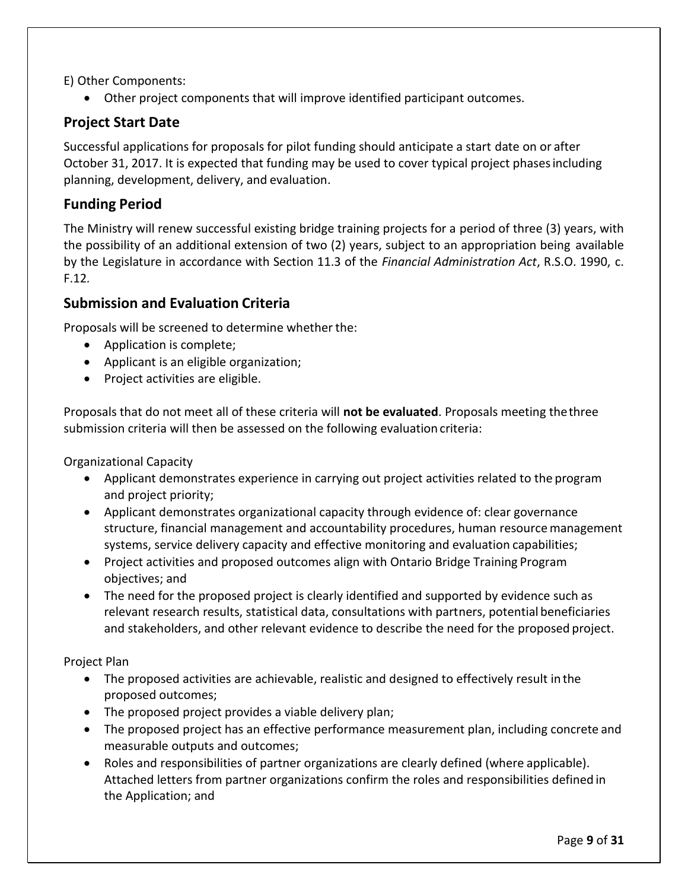E) Other Components:

- Other project components that will improve identified participant outcomes.

## Project Start Date

Successful applications for proposals for pilot funding should anticipate a start date on or after October 31, 2017. It is expected that funding may be used to cover typical project phases including planning, development, delivery, and evaluation.

## Funding Period

The Ministry will renew successful existing bridge training projects for a period of three (3) years, with the possibility of an additional extension of two (2) years, subject to an appropriation being available by the Legislature in accordance with Section 11.3 of the *Financial Administration Act*, R.S.O. 1990, c. F.12*.*

## Submission and Evaluation Criteria

Proposals will be screened to determine whether the:

- Application is complete;
- Applicant is an eligible organization;
- Project activities are eligible.

Proposals that do not meet all of these criteria will **not be evaluated**. Proposals meeting the three submission criteria will then be assessed on the following evaluation criteria:

Organizational Capacity

- Applicant demonstrates experience in carrying out project activities related to the program and project priority;
- Applicant demonstrates organizational capacity through evidence of: clear governance structure, financial management and accountability procedures, human resource management systems, service delivery capacity and effective monitoring and evaluation capabilities;
- Project activities and proposed outcomes align with Ontario Bridge Training Program objectives; and
- The need for the proposed project is clearly identified and supported by evidence such as relevant research results, statistical data, consultations with partners, potential beneficiaries and stakeholders, and other relevant evidence to describe the need for the proposed project.

Project Plan

- The proposed activities are achievable, realistic and designed to effectively result in the proposed outcomes;
- The proposed project provides a viable delivery plan;
- The proposed project has an effective performance measurement plan, including concrete and measurable outputs and outcomes;
- Roles and responsibilities of partner organizations are clearly defined (where applicable). Attached letters from partner organizations confirm the roles and responsibilities defined in the Application; and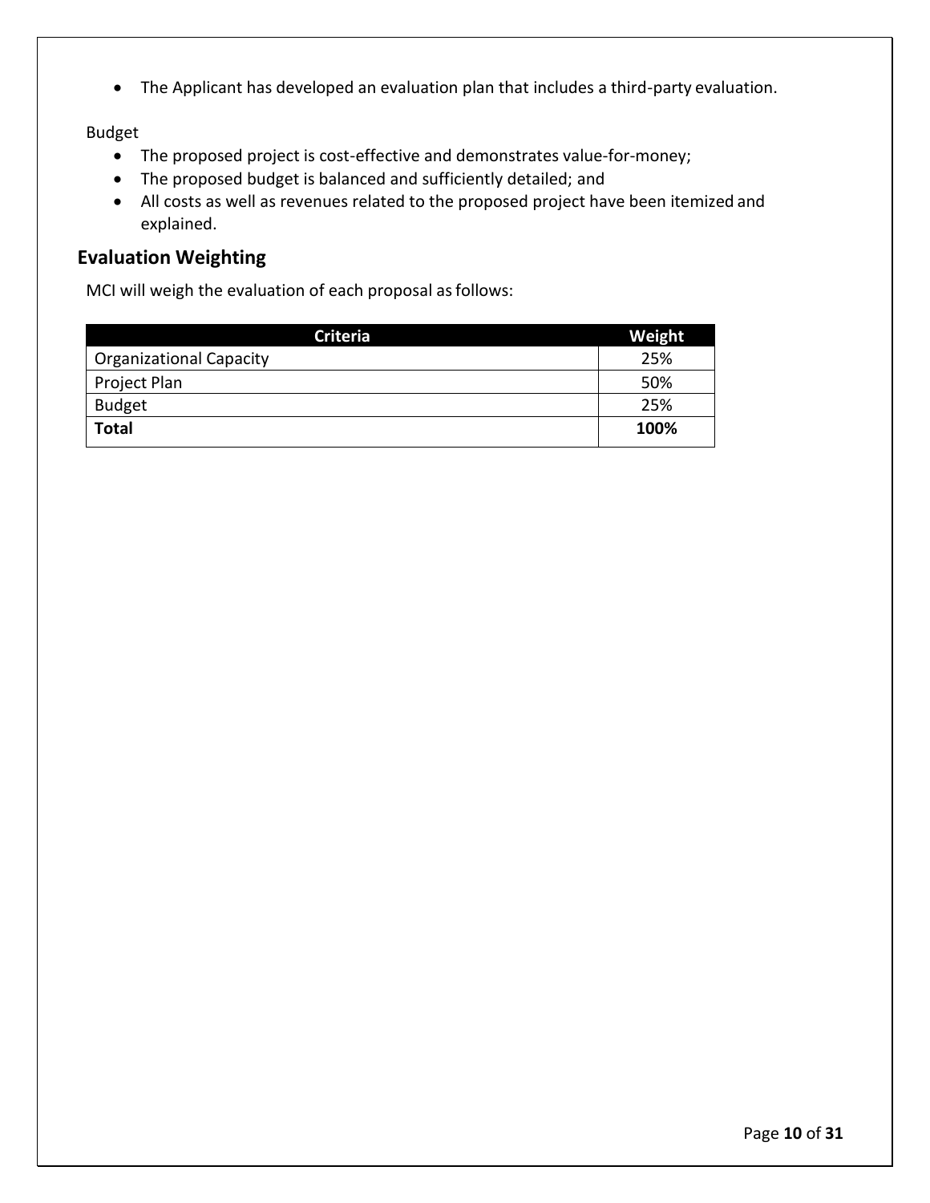- The Applicant has developed an evaluation plan that includes a third-party evaluation.

Budget

- The proposed project is cost-effective and demonstrates value-for-money;
- The proposed budget is balanced and sufficiently detailed; and
- All costs as well as revenues related to the proposed project have been itemized and explained.

## Evaluation Weighting

MCI will weigh the evaluation of each proposal as follows:

| Criteria | Weight |
| --- | --- |
| Organizational Capacity | 25% |
| Project Plan | 50% |
| Budget | 25% |
| **Total** | **100%** |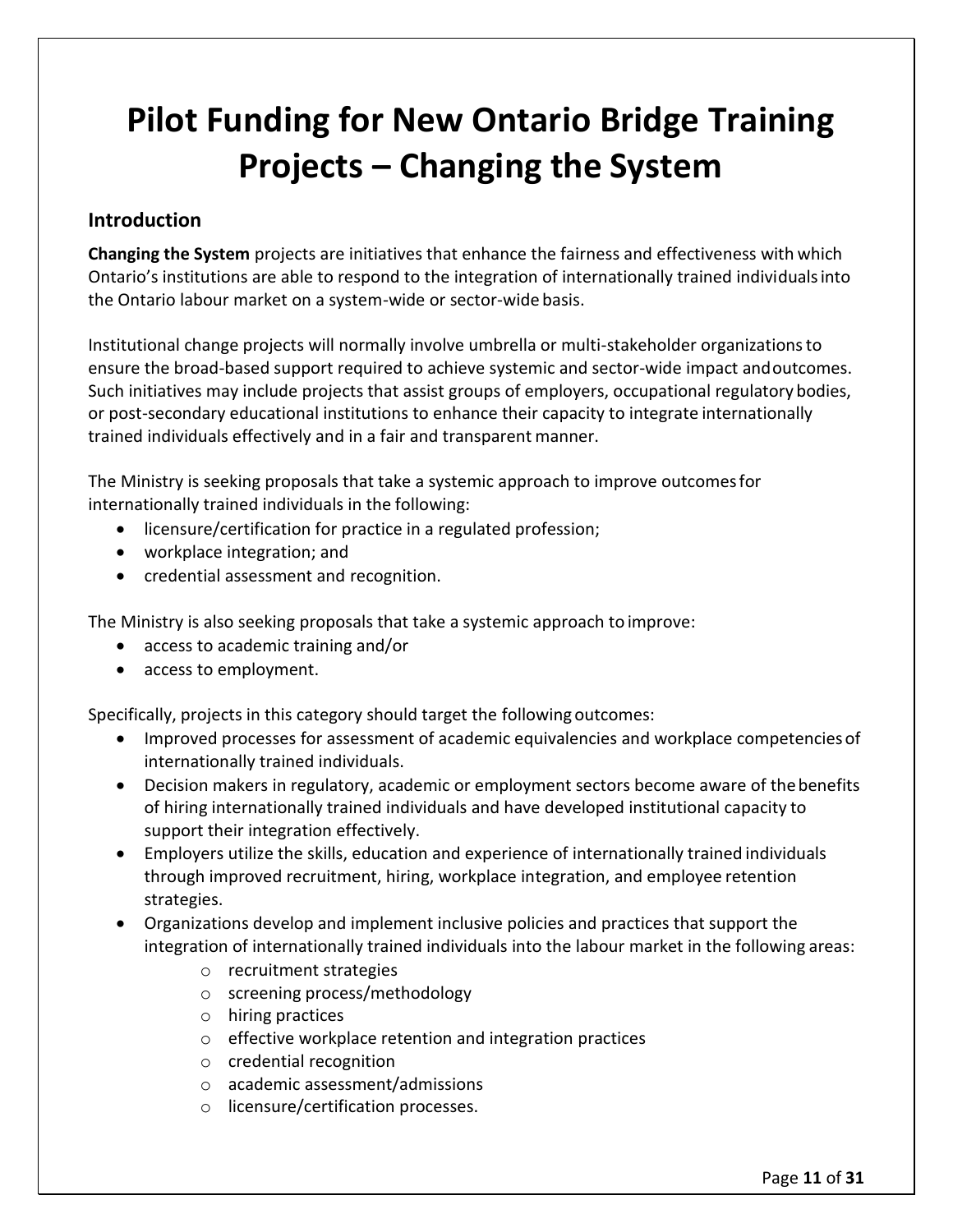# Pilot Funding for New Ontario Bridge Training Projects – Changing the System

## Introduction

**Changing the System** projects are initiatives that enhance the fairness and effectiveness with which Ontario's institutions are able to respond to the integration of internationally trained individuals into the Ontario labour market on a system-wide or sector-wide basis.

Institutional change projects will normally involve umbrella or multi-stakeholder organizations to ensure the broad-based support required to achieve systemic and sector-wide impact and outcomes. Such initiatives may include projects that assist groups of employers, occupational regulatory bodies, or post-secondary educational institutions to enhance their capacity to integrate internationally trained individuals effectively and in a fair and transparent manner.

The Ministry is seeking proposals that take a systemic approach to improve outcomes for internationally trained individuals in the following:

- licensure/certification for practice in a regulated profession;
- workplace integration; and
- credential assessment and recognition.

The Ministry is also seeking proposals that take a systemic approach to improve:

- access to academic training and/or
- access to employment.

Specifically, projects in this category should target the following outcomes:

- Improved processes for assessment of academic equivalencies and workplace competencies of internationally trained individuals.
- Decision makers in regulatory, academic or employment sectors become aware of the benefits of hiring internationally trained individuals and have developed institutional capacity to support their integration effectively.
- Employers utilize the skills, education and experience of internationally trained individuals through improved recruitment, hiring, workplace integration, and employee retention strategies.
- Organizations develop and implement inclusive policies and practices that support the integration of internationally trained individuals into the labour market in the following areas:
  - recruitment strategies
  - screening process/methodology
  - hiring practices
  - effective workplace retention and integration practices
  - credential recognition
  - academic assessment/admissions
  - licensure/certification processes.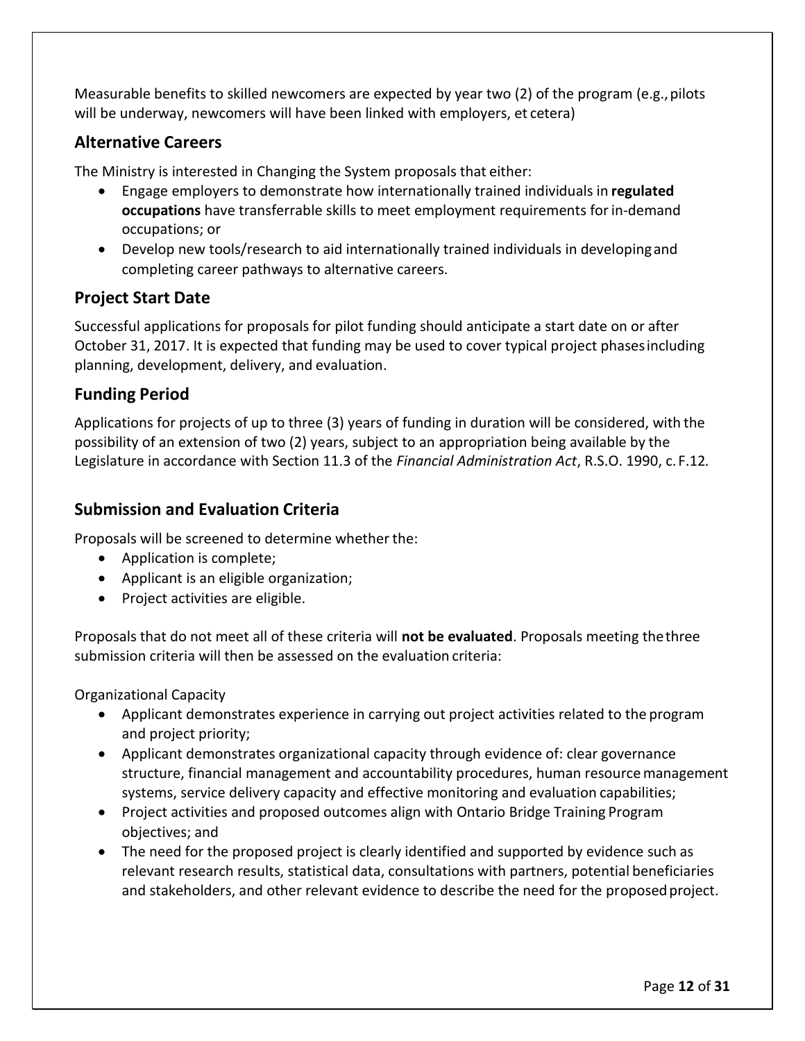Measurable benefits to skilled newcomers are expected by year two (2) of the program (e.g., pilots will be underway, newcomers will have been linked with employers, et cetera)

## Alternative Careers

The Ministry is interested in Changing the System proposals that either:

- Engage employers to demonstrate how internationally trained individuals in **regulated occupations** have transferrable skills to meet employment requirements for in-demand occupations; or
- Develop new tools/research to aid internationally trained individuals in developing and completing career pathways to alternative careers.

## Project Start Date

Successful applications for proposals for pilot funding should anticipate a start date on or after October 31, 2017. It is expected that funding may be used to cover typical project phases including planning, development, delivery, and evaluation.

## Funding Period

Applications for projects of up to three (3) years of funding in duration will be considered, with the possibility of an extension of two (2) years, subject to an appropriation being available by the Legislature in accordance with Section 11.3 of the *Financial Administration Act*, R.S.O. 1990, c. F.12*.*

## Submission and Evaluation Criteria

Proposals will be screened to determine whether the:

- Application is complete;
- Applicant is an eligible organization;
- Project activities are eligible.

Proposals that do not meet all of these criteria will **not be evaluated**. Proposals meeting the three submission criteria will then be assessed on the evaluation criteria:

Organizational Capacity

- Applicant demonstrates experience in carrying out project activities related to the program and project priority;
- Applicant demonstrates organizational capacity through evidence of: clear governance structure, financial management and accountability procedures, human resource management systems, service delivery capacity and effective monitoring and evaluation capabilities;
- Project activities and proposed outcomes align with Ontario Bridge Training Program objectives; and
- The need for the proposed project is clearly identified and supported by evidence such as relevant research results, statistical data, consultations with partners, potential beneficiaries and stakeholders, and other relevant evidence to describe the need for the proposed project.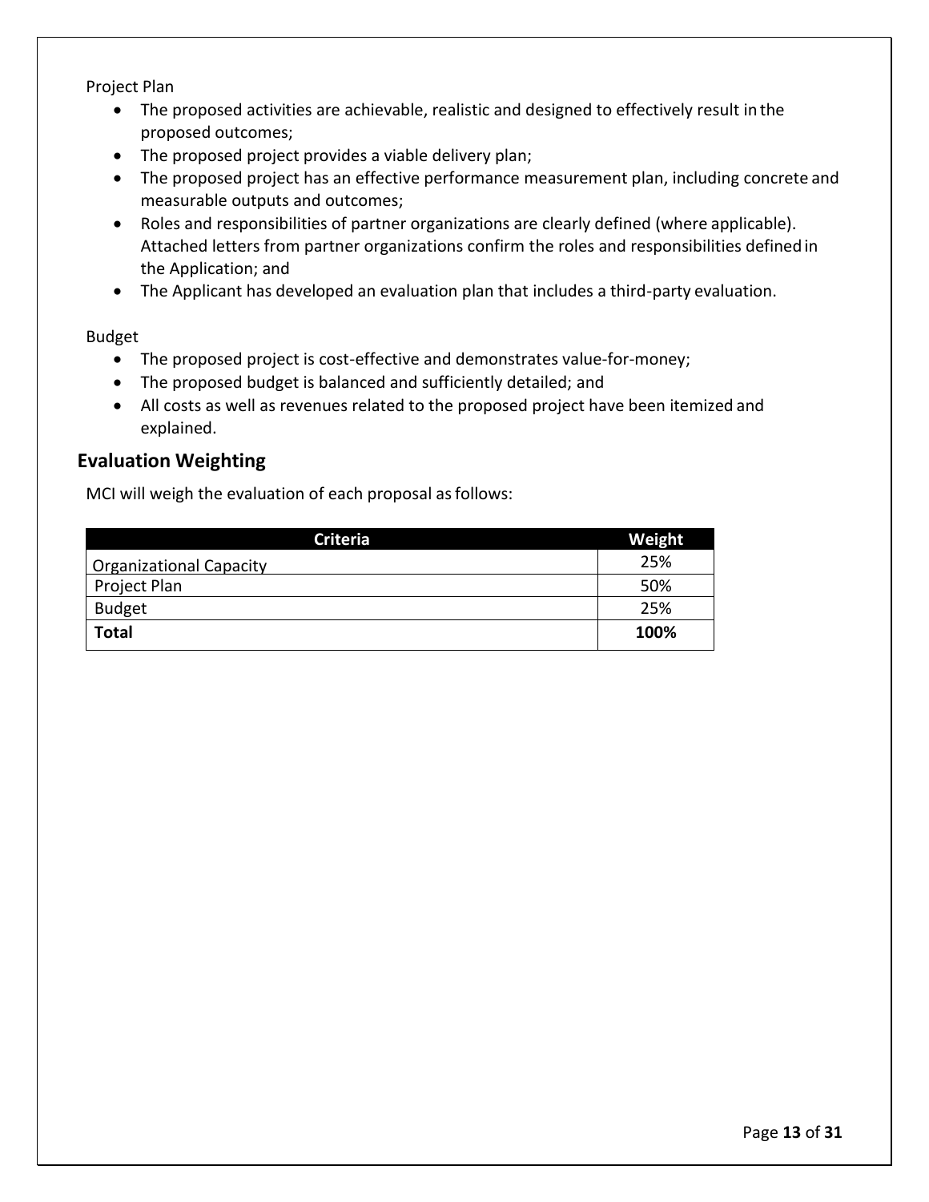Project Plan

- The proposed activities are achievable, realistic and designed to effectively result in the proposed outcomes;
- The proposed project provides a viable delivery plan;
- The proposed project has an effective performance measurement plan, including concrete and measurable outputs and outcomes;
- Roles and responsibilities of partner organizations are clearly defined (where applicable). Attached letters from partner organizations confirm the roles and responsibilities defined in the Application; and
- The Applicant has developed an evaluation plan that includes a third-party evaluation.

Budget

- The proposed project is cost-effective and demonstrates value-for-money;
- The proposed budget is balanced and sufficiently detailed; and
- All costs as well as revenues related to the proposed project have been itemized and explained.

## Evaluation Weighting

MCI will weigh the evaluation of each proposal as follows:

| Criteria | Weight |
|---|---|
| Organizational Capacity | 25% |
| Project Plan | 50% |
| Budget | 25% |
| **Total** | **100%** |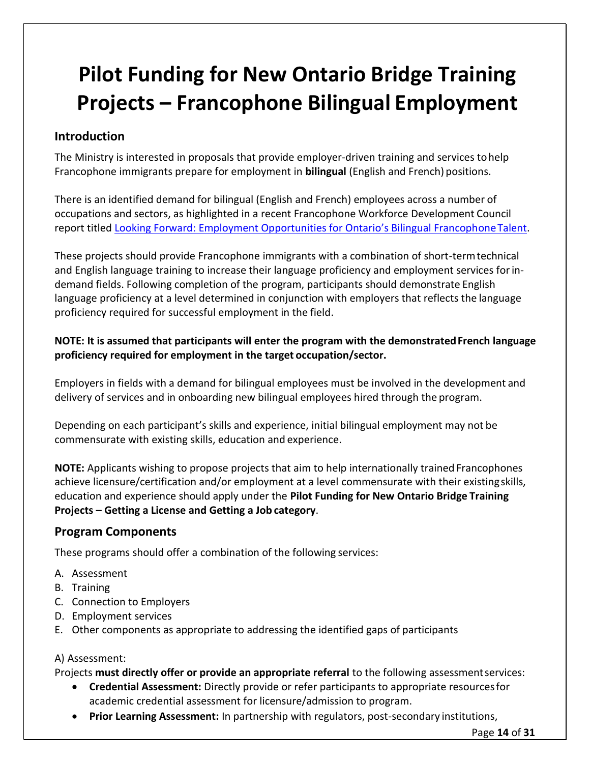# Pilot Funding for New Ontario Bridge Training Projects – Francophone Bilingual Employment

## Introduction

The Ministry is interested in proposals that provide employer-driven training and services to help Francophone immigrants prepare for employment in **bilingual** (English and French) positions.

There is an identified demand for bilingual (English and French) employees across a number of occupations and sectors, as highlighted in a recent Francophone Workforce Development Council report titled Looking Forward: Employment Opportunities for Ontario's Bilingual Francophone Talent.

These projects should provide Francophone immigrants with a combination of short-term technical and English language training to increase their language proficiency and employment services for in-demand fields. Following completion of the program, participants should demonstrate English language proficiency at a level determined in conjunction with employers that reflects the language proficiency required for successful employment in the field.

**NOTE: It is assumed that participants will enter the program with the demonstrated French language proficiency required for employment in the target occupation/sector.**

Employers in fields with a demand for bilingual employees must be involved in the development and delivery of services and in onboarding new bilingual employees hired through the program.

Depending on each participant's skills and experience, initial bilingual employment may not be commensurate with existing skills, education and experience.

**NOTE:** Applicants wishing to propose projects that aim to help internationally trained Francophones achieve licensure/certification and/or employment at a level commensurate with their existing skills, education and experience should apply under the **Pilot Funding for New Ontario Bridge Training Projects – Getting a License and Getting a Job category**.

## Program Components

These programs should offer a combination of the following services:

A. Assessment
B. Training
C. Connection to Employers
D. Employment services
E. Other components as appropriate to addressing the identified gaps of participants

A) Assessment:

Projects **must directly offer or provide an appropriate referral** to the following assessment services:

- **Credential Assessment:** Directly provide or refer participants to appropriate resources for academic credential assessment for licensure/admission to program.
- **Prior Learning Assessment:** In partnership with regulators, post-secondary institutions,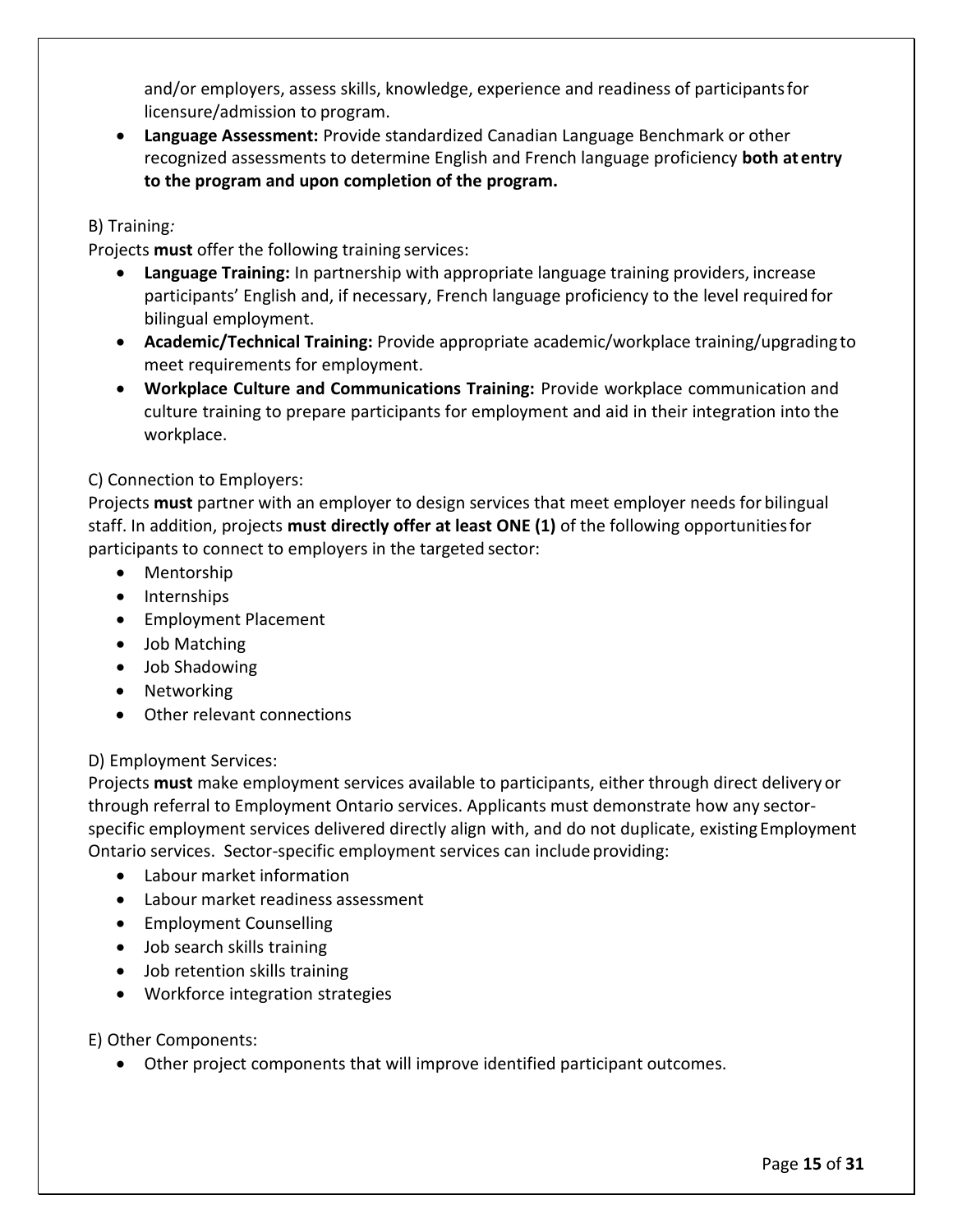and/or employers, assess skills, knowledge, experience and readiness of participants for licensure/admission to program.

- **Language Assessment:** Provide standardized Canadian Language Benchmark or other recognized assessments to determine English and French language proficiency **both at entry to the program and upon completion of the program.**

B) Training*:*

Projects **must** offer the following training services:

- **Language Training:** In partnership with appropriate language training providers, increase participants' English and, if necessary, French language proficiency to the level required for bilingual employment.
- **Academic/Technical Training:** Provide appropriate academic/workplace training/upgrading to meet requirements for employment.
- **Workplace Culture and Communications Training:** Provide workplace communication and culture training to prepare participants for employment and aid in their integration into the workplace.

C) Connection to Employers:

Projects **must** partner with an employer to design services that meet employer needs for bilingual staff. In addition, projects **must directly offer at least ONE (1)** of the following opportunities for participants to connect to employers in the targeted sector:

- Mentorship
- Internships
- Employment Placement
- Job Matching
- Job Shadowing
- Networking
- Other relevant connections

D) Employment Services:

Projects **must** make employment services available to participants, either through direct delivery or through referral to Employment Ontario services. Applicants must demonstrate how any sector-specific employment services delivered directly align with, and do not duplicate, existing Employment Ontario services. Sector-specific employment services can include providing:

- Labour market information
- Labour market readiness assessment
- Employment Counselling
- Job search skills training
- Job retention skills training
- Workforce integration strategies

E) Other Components:

- Other project components that will improve identified participant outcomes.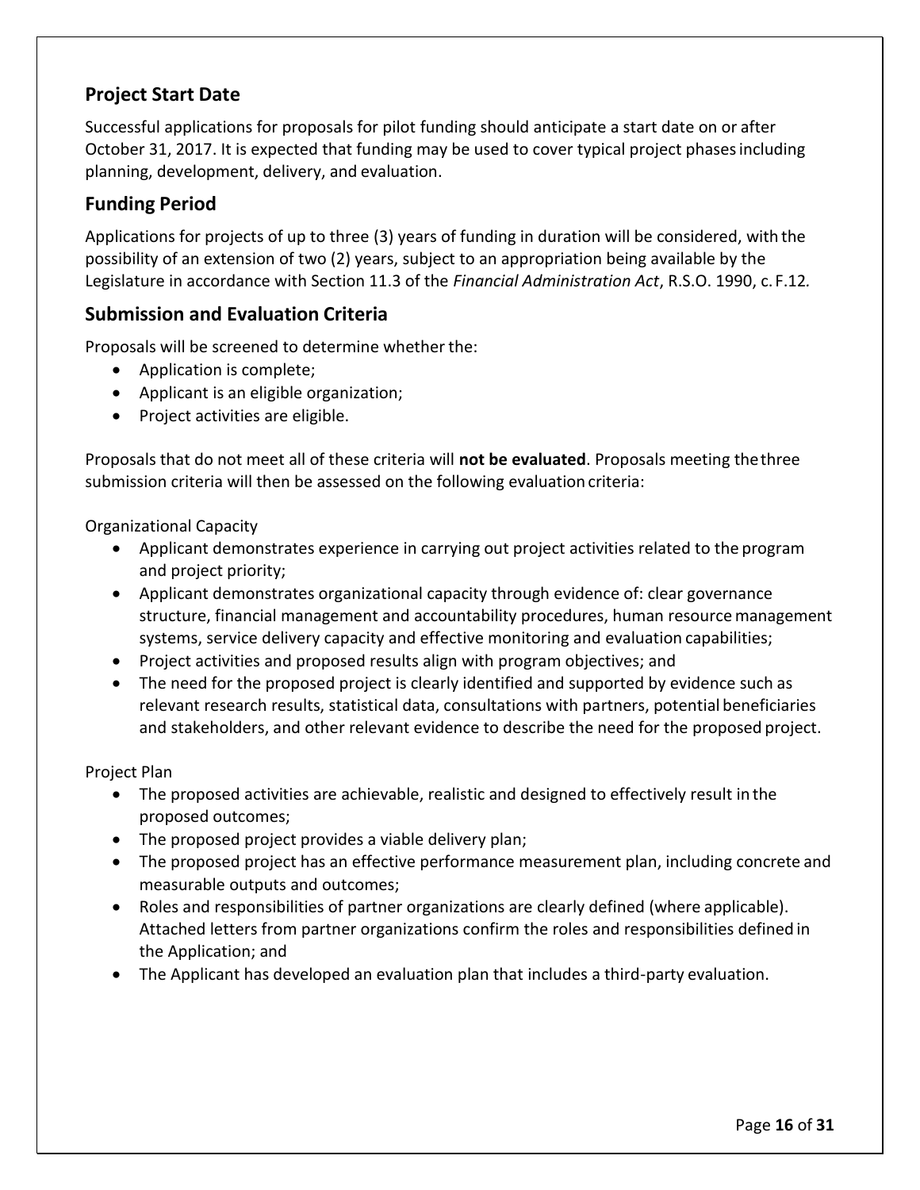## Project Start Date

Successful applications for proposals for pilot funding should anticipate a start date on or after October 31, 2017. It is expected that funding may be used to cover typical project phases including planning, development, delivery, and evaluation.

## Funding Period

Applications for projects of up to three (3) years of funding in duration will be considered, with the possibility of an extension of two (2) years, subject to an appropriation being available by the Legislature in accordance with Section 11.3 of the *Financial Administration Act*, R.S.O. 1990, c. F.12*.*

## Submission and Evaluation Criteria

Proposals will be screened to determine whether the:

- Application is complete;
- Applicant is an eligible organization;
- Project activities are eligible.

Proposals that do not meet all of these criteria will **not be evaluated**. Proposals meeting the three submission criteria will then be assessed on the following evaluation criteria:

Organizational Capacity

- Applicant demonstrates experience in carrying out project activities related to the program and project priority;
- Applicant demonstrates organizational capacity through evidence of: clear governance structure, financial management and accountability procedures, human resource management systems, service delivery capacity and effective monitoring and evaluation capabilities;
- Project activities and proposed results align with program objectives; and
- The need for the proposed project is clearly identified and supported by evidence such as relevant research results, statistical data, consultations with partners, potential beneficiaries and stakeholders, and other relevant evidence to describe the need for the proposed project.

Project Plan

- The proposed activities are achievable, realistic and designed to effectively result in the proposed outcomes;
- The proposed project provides a viable delivery plan;
- The proposed project has an effective performance measurement plan, including concrete and measurable outputs and outcomes;
- Roles and responsibilities of partner organizations are clearly defined (where applicable). Attached letters from partner organizations confirm the roles and responsibilities defined in the Application; and
- The Applicant has developed an evaluation plan that includes a third-party evaluation.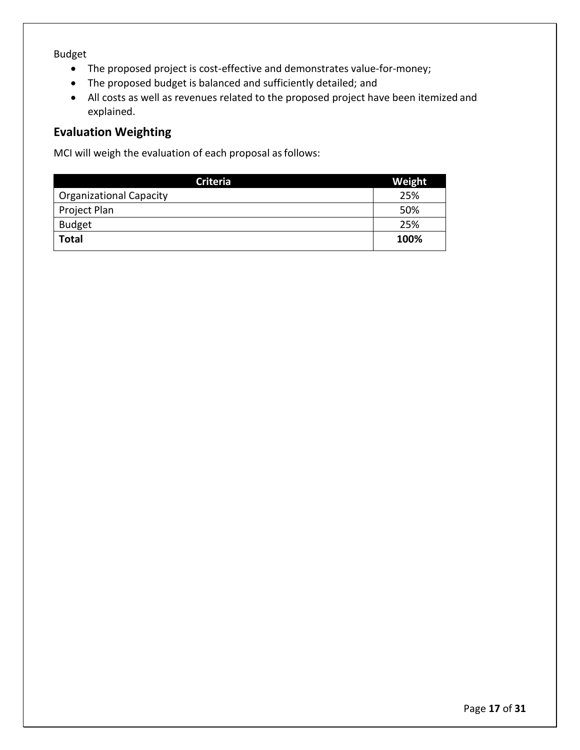Budget

- The proposed project is cost-effective and demonstrates value-for-money;
- The proposed budget is balanced and sufficiently detailed; and
- All costs as well as revenues related to the proposed project have been itemized and explained.

## Evaluation Weighting

MCI will weigh the evaluation of each proposal as follows:

| Criteria | Weight |
|---|---|
| Organizational Capacity | 25% |
| Project Plan | 50% |
| Budget | 25% |
| **Total** | **100%** |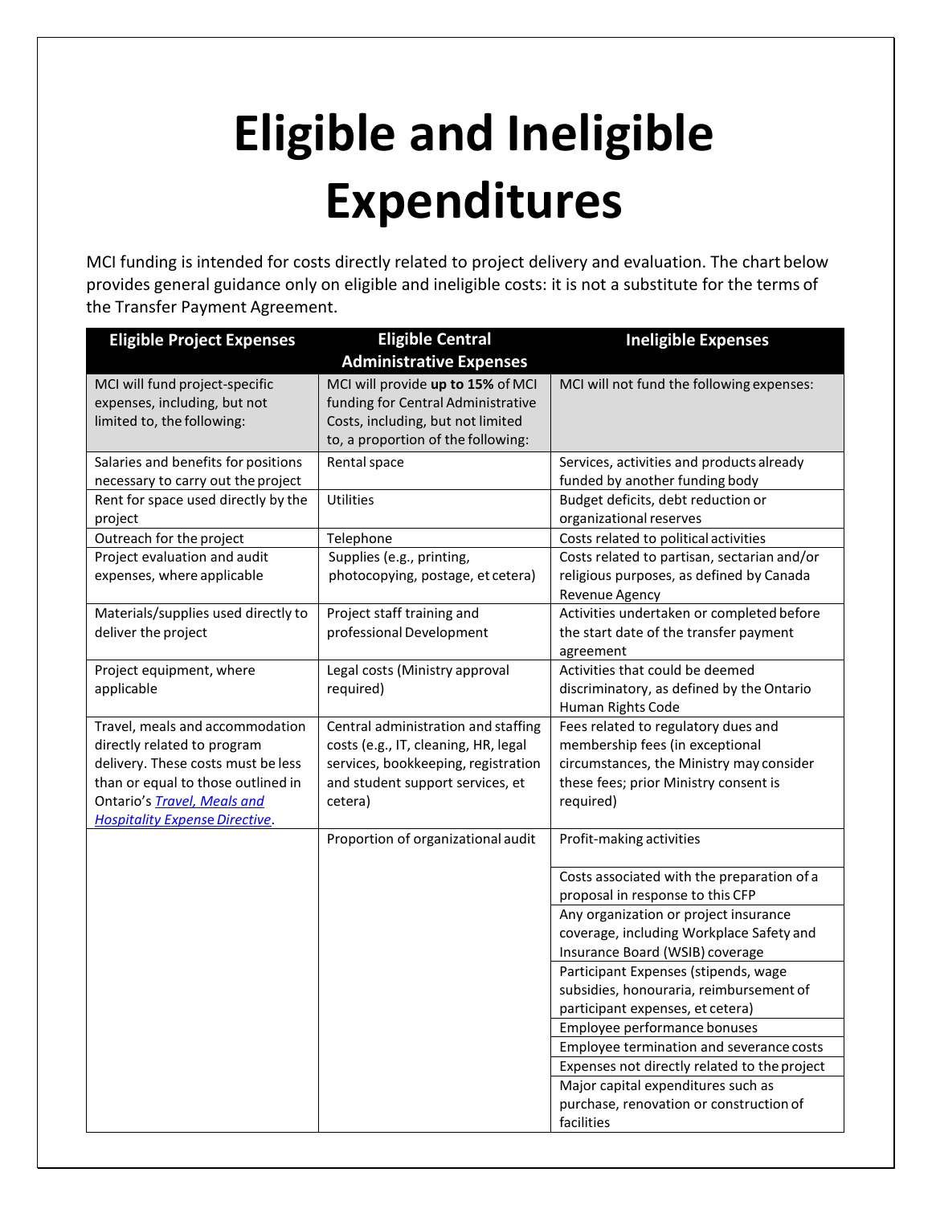# Eligible and Ineligible Expenditures

MCI funding is intended for costs directly related to project delivery and evaluation. The chart below provides general guidance only on eligible and ineligible costs: it is not a substitute for the terms of the Transfer Payment Agreement.

| Eligible Project Expenses | Eligible Central Administrative Expenses | Ineligible Expenses |
|---|---|---|
| MCI will fund project-specific expenses, including, but not limited to, the following: | MCI will provide **up to 15%** of MCI funding for Central Administrative Costs, including, but not limited to, a proportion of the following: | MCI will not fund the following expenses: |
| Salaries and benefits for positions necessary to carry out the project | Rental space | Services, activities and products already funded by another funding body |
| Rent for space used directly by the project | Utilities | Budget deficits, debt reduction or organizational reserves |
| Outreach for the project | Telephone | Costs related to political activities |
| Project evaluation and audit expenses, where applicable | Supplies (e.g., printing, photocopying, postage, et cetera) | Costs related to partisan, sectarian and/or religious purposes, as defined by Canada Revenue Agency |
| Materials/supplies used directly to deliver the project | Project staff training and professional Development | Activities undertaken or completed before the start date of the transfer payment agreement |
| Project equipment, where applicable | Legal costs (Ministry approval required) | Activities that could be deemed discriminatory, as defined by the Ontario Human Rights Code |
| Travel, meals and accommodation directly related to program delivery. These costs must be less than or equal to those outlined in Ontario's *Travel, Meals and Hospitality Expense Directive*. | Central administration and staffing costs (e.g., IT, cleaning, HR, legal services, bookkeeping, registration and student support services, et cetera) | Fees related to regulatory dues and membership fees (in exceptional circumstances, the Ministry may consider these fees; prior Ministry consent is required) |
| | Proportion of organizational audit | Profit-making activities |
| | | Costs associated with the preparation of a proposal in response to this CFP |
| | | Any organization or project insurance coverage, including Workplace Safety and Insurance Board (WSIB) coverage |
| | | Participant Expenses (stipends, wage subsidies, honouraria, reimbursement of participant expenses, et cetera) |
| | | Employee performance bonuses |
| | | Employee termination and severance costs |
| | | Expenses not directly related to the project |
| | | Major capital expenditures such as purchase, renovation or construction of facilities |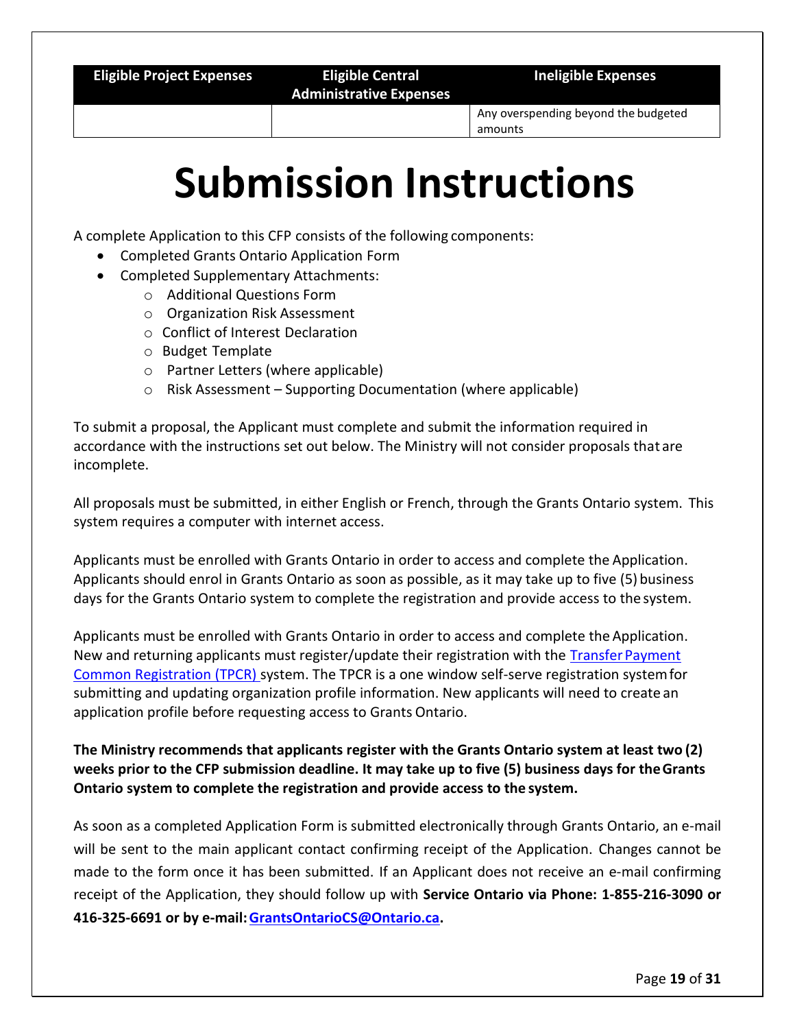| Eligible Project Expenses | Eligible Central Administrative Expenses | Ineligible Expenses |
|---|---|---|
| | | Any overspending beyond the budgeted amounts |

# Submission Instructions

A complete Application to this CFP consists of the following components:

- Completed Grants Ontario Application Form
- Completed Supplementary Attachments:
  - Additional Questions Form
  - Organization Risk Assessment
  - Conflict of Interest Declaration
  - Budget Template
  - Partner Letters (where applicable)
  - Risk Assessment – Supporting Documentation (where applicable)

To submit a proposal, the Applicant must complete and submit the information required in accordance with the instructions set out below. The Ministry will not consider proposals that are incomplete.

All proposals must be submitted, in either English or French, through the Grants Ontario system. This system requires a computer with internet access.

Applicants must be enrolled with Grants Ontario in order to access and complete the Application. Applicants should enrol in Grants Ontario as soon as possible, as it may take up to five (5) business days for the Grants Ontario system to complete the registration and provide access to the system.

Applicants must be enrolled with Grants Ontario in order to access and complete the Application. New and returning applicants must register/update their registration with the Transfer Payment Common Registration (TPCR) system. The TPCR is a one window self-serve registration system for submitting and updating organization profile information. New applicants will need to create an application profile before requesting access to Grants Ontario.

**The Ministry recommends that applicants register with the Grants Ontario system at least two (2) weeks prior to the CFP submission deadline. It may take up to five (5) business days for the Grants Ontario system to complete the registration and provide access to the system.**

As soon as a completed Application Form is submitted electronically through Grants Ontario, an e-mail will be sent to the main applicant contact confirming receipt of the Application. Changes cannot be made to the form once it has been submitted. If an Applicant does not receive an e-mail confirming receipt of the Application, they should follow up with **Service Ontario via Phone: 1-855-216-3090 or 416-325-6691 or by e-mail: GrantsOntarioCS@Ontario.ca.**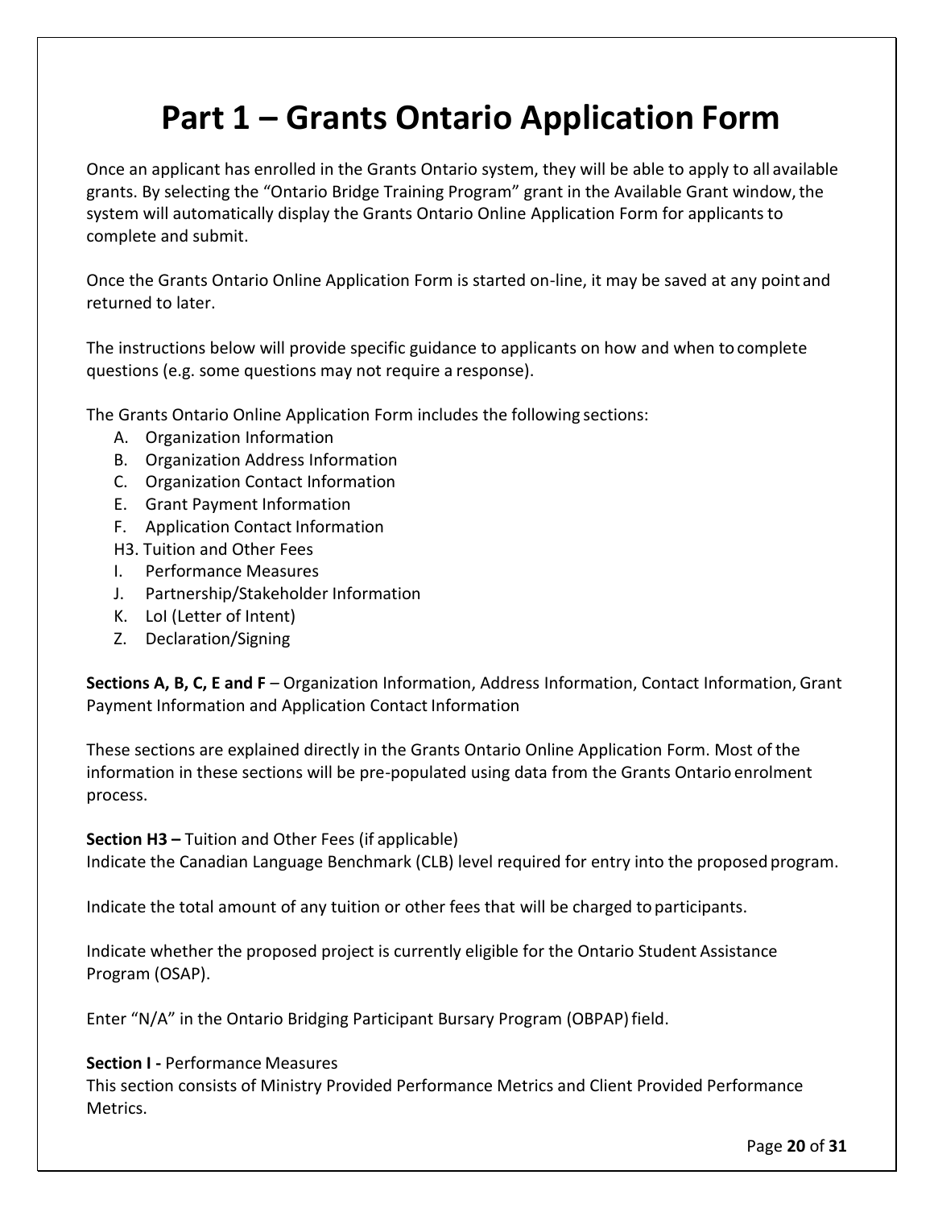# Part 1 – Grants Ontario Application Form

Once an applicant has enrolled in the Grants Ontario system, they will be able to apply to all available grants. By selecting the "Ontario Bridge Training Program" grant in the Available Grant window, the system will automatically display the Grants Ontario Online Application Form for applicants to complete and submit.

Once the Grants Ontario Online Application Form is started on-line, it may be saved at any point and returned to later.

The instructions below will provide specific guidance to applicants on how and when to complete questions (e.g. some questions may not require a response).

The Grants Ontario Online Application Form includes the following sections:

- A. Organization Information
- B. Organization Address Information
- C. Organization Contact Information
- E. Grant Payment Information
- F. Application Contact Information
- H3. Tuition and Other Fees
- I. Performance Measures
- J. Partnership/Stakeholder Information
- K. LoI (Letter of Intent)
- Z. Declaration/Signing

**Sections A, B, C, E and F** – Organization Information, Address Information, Contact Information, Grant Payment Information and Application Contact Information

These sections are explained directly in the Grants Ontario Online Application Form. Most of the information in these sections will be pre-populated using data from the Grants Ontario enrolment process.

**Section H3 –** Tuition and Other Fees (if applicable)
Indicate the Canadian Language Benchmark (CLB) level required for entry into the proposed program.

Indicate the total amount of any tuition or other fees that will be charged to participants.

Indicate whether the proposed project is currently eligible for the Ontario Student Assistance Program (OSAP).

Enter "N/A" in the Ontario Bridging Participant Bursary Program (OBPAP) field.

**Section I -** Performance Measures
This section consists of Ministry Provided Performance Metrics and Client Provided Performance Metrics.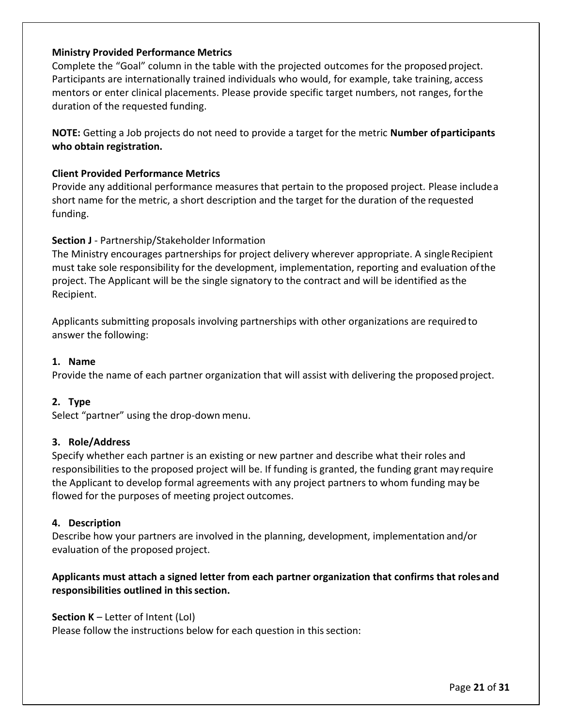**Ministry Provided Performance Metrics**

Complete the "Goal" column in the table with the projected outcomes for the proposed project. Participants are internationally trained individuals who would, for example, take training, access mentors or enter clinical placements. Please provide specific target numbers, not ranges, for the duration of the requested funding.

**NOTE:** Getting a Job projects do not need to provide a target for the metric **Number of participants who obtain registration.**

**Client Provided Performance Metrics**

Provide any additional performance measures that pertain to the proposed project. Please include a short name for the metric, a short description and the target for the duration of the requested funding.

**Section J** - Partnership/Stakeholder Information

The Ministry encourages partnerships for project delivery wherever appropriate. A single Recipient must take sole responsibility for the development, implementation, reporting and evaluation of the project. The Applicant will be the single signatory to the contract and will be identified as the Recipient.

Applicants submitting proposals involving partnerships with other organizations are required to answer the following:

**1. Name**

Provide the name of each partner organization that will assist with delivering the proposed project.

**2. Type**

Select "partner" using the drop-down menu.

**3. Role/Address**

Specify whether each partner is an existing or new partner and describe what their roles and responsibilities to the proposed project will be. If funding is granted, the funding grant may require the Applicant to develop formal agreements with any project partners to whom funding may be flowed for the purposes of meeting project outcomes.

**4. Description**

Describe how your partners are involved in the planning, development, implementation and/or evaluation of the proposed project.

**Applicants must attach a signed letter from each partner organization that confirms that roles and responsibilities outlined in this section.**

**Section K** – Letter of Intent (LoI)

Please follow the instructions below for each question in this section: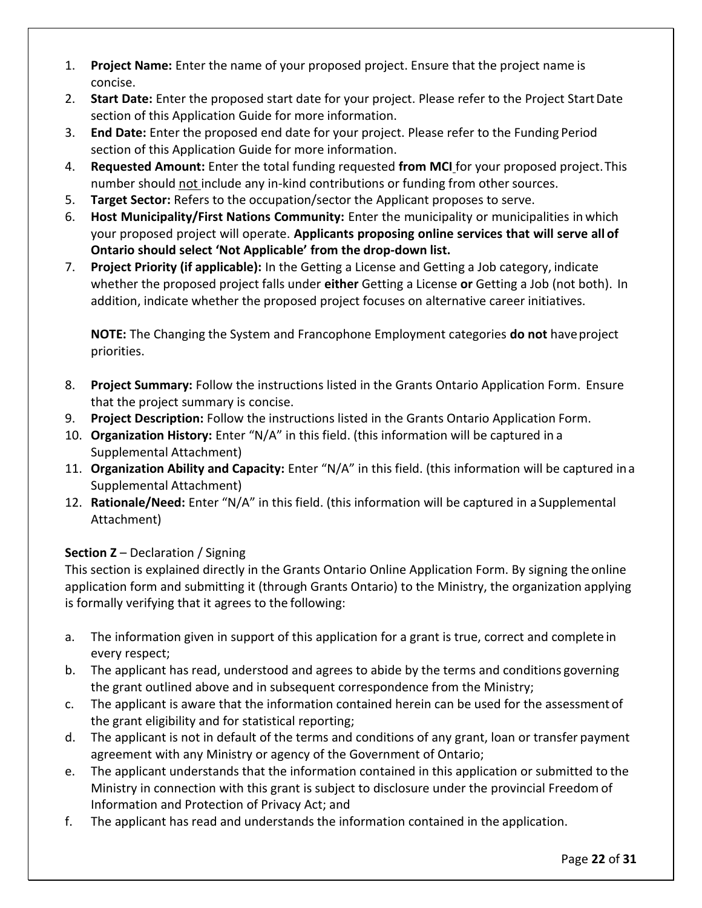1. **Project Name:** Enter the name of your proposed project. Ensure that the project name is concise.
2. **Start Date:** Enter the proposed start date for your project. Please refer to the Project Start Date section of this Application Guide for more information.
3. **End Date:** Enter the proposed end date for your project. Please refer to the Funding Period section of this Application Guide for more information.
4. **Requested Amount:** Enter the total funding requested **from MCI** for your proposed project. This number should not include any in-kind contributions or funding from other sources.
5. **Target Sector:** Refers to the occupation/sector the Applicant proposes to serve.
6. **Host Municipality/First Nations Community:** Enter the municipality or municipalities in which your proposed project will operate. **Applicants proposing online services that will serve all of Ontario should select 'Not Applicable' from the drop-down list.**
7. **Project Priority (if applicable):** In the Getting a License and Getting a Job category, indicate whether the proposed project falls under **either** Getting a License **or** Getting a Job (not both). In addition, indicate whether the proposed project focuses on alternative career initiatives.

   **NOTE:** The Changing the System and Francophone Employment categories **do not** have project priorities.

8. **Project Summary:** Follow the instructions listed in the Grants Ontario Application Form. Ensure that the project summary is concise.
9. **Project Description:** Follow the instructions listed in the Grants Ontario Application Form.
10. **Organization History:** Enter "N/A" in this field. (this information will be captured in a Supplemental Attachment)
11. **Organization Ability and Capacity:** Enter "N/A" in this field. (this information will be captured in a Supplemental Attachment)
12. **Rationale/Need:** Enter "N/A" in this field. (this information will be captured in a Supplemental Attachment)

**Section Z** – Declaration / Signing

This section is explained directly in the Grants Ontario Online Application Form. By signing the online application form and submitting it (through Grants Ontario) to the Ministry, the organization applying is formally verifying that it agrees to the following:

a. The information given in support of this application for a grant is true, correct and complete in every respect;
b. The applicant has read, understood and agrees to abide by the terms and conditions governing the grant outlined above and in subsequent correspondence from the Ministry;
c. The applicant is aware that the information contained herein can be used for the assessment of the grant eligibility and for statistical reporting;
d. The applicant is not in default of the terms and conditions of any grant, loan or transfer payment agreement with any Ministry or agency of the Government of Ontario;
e. The applicant understands that the information contained in this application or submitted to the Ministry in connection with this grant is subject to disclosure under the provincial Freedom of Information and Protection of Privacy Act; and
f. The applicant has read and understands the information contained in the application.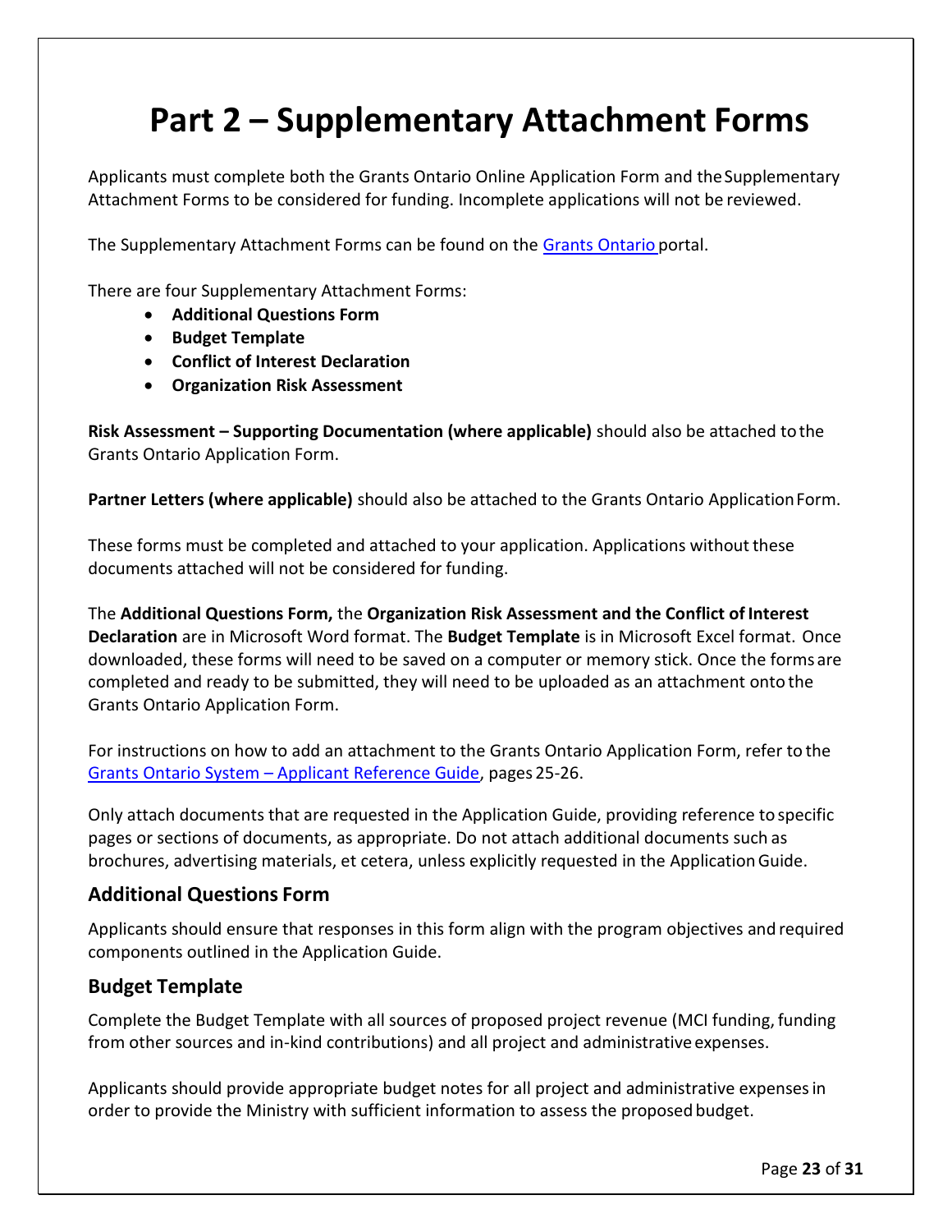# Part 2 – Supplementary Attachment Forms

Applicants must complete both the Grants Ontario Online Application Form and the Supplementary Attachment Forms to be considered for funding. Incomplete applications will not be reviewed.

The Supplementary Attachment Forms can be found on the Grants Ontario portal.

There are four Supplementary Attachment Forms:

- **Additional Questions Form**
- **Budget Template**
- **Conflict of Interest Declaration**
- **Organization Risk Assessment**

**Risk Assessment – Supporting Documentation (where applicable)** should also be attached to the Grants Ontario Application Form.

**Partner Letters (where applicable)** should also be attached to the Grants Ontario Application Form.

These forms must be completed and attached to your application. Applications without these documents attached will not be considered for funding.

The **Additional Questions Form,** the **Organization Risk Assessment and the Conflict of Interest Declaration** are in Microsoft Word format. The **Budget Template** is in Microsoft Excel format. Once downloaded, these forms will need to be saved on a computer or memory stick. Once the forms are completed and ready to be submitted, they will need to be uploaded as an attachment onto the Grants Ontario Application Form.

For instructions on how to add an attachment to the Grants Ontario Application Form, refer to the Grants Ontario System – Applicant Reference Guide, pages 25-26.

Only attach documents that are requested in the Application Guide, providing reference to specific pages or sections of documents, as appropriate. Do not attach additional documents such as brochures, advertising materials, et cetera, unless explicitly requested in the Application Guide.

## Additional Questions Form

Applicants should ensure that responses in this form align with the program objectives and required components outlined in the Application Guide.

## Budget Template

Complete the Budget Template with all sources of proposed project revenue (MCI funding, funding from other sources and in-kind contributions) and all project and administrative expenses.

Applicants should provide appropriate budget notes for all project and administrative expenses in order to provide the Ministry with sufficient information to assess the proposed budget.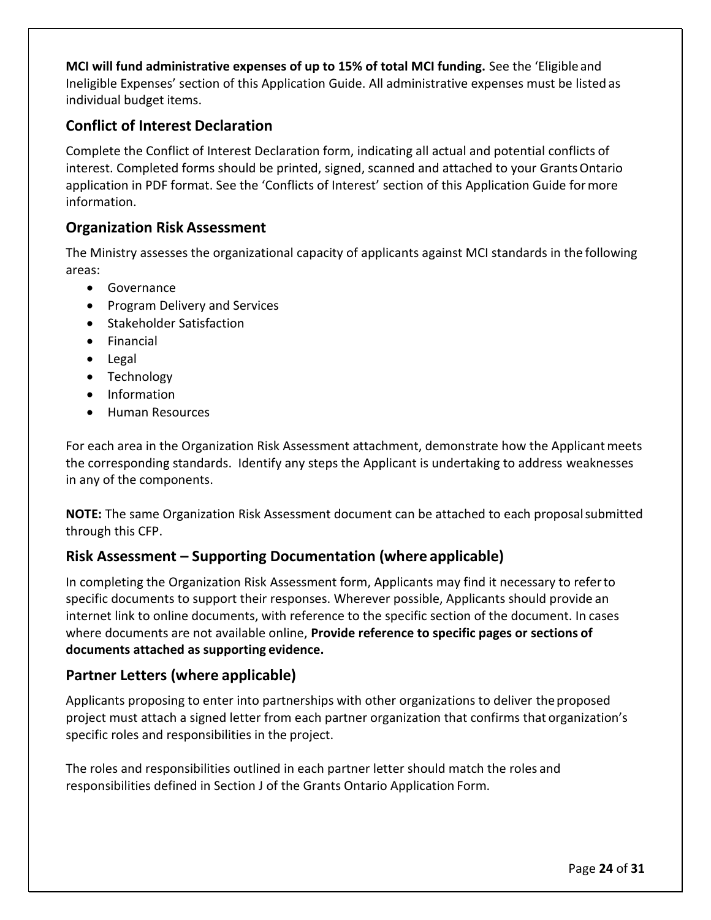**MCI will fund administrative expenses of up to 15% of total MCI funding.** See the 'Eligible and Ineligible Expenses' section of this Application Guide. All administrative expenses must be listed as individual budget items.

## Conflict of Interest Declaration

Complete the Conflict of Interest Declaration form, indicating all actual and potential conflicts of interest. Completed forms should be printed, signed, scanned and attached to your Grants Ontario application in PDF format. See the 'Conflicts of Interest' section of this Application Guide for more information.

## Organization Risk Assessment

The Ministry assesses the organizational capacity of applicants against MCI standards in the following areas:

- Governance
- Program Delivery and Services
- Stakeholder Satisfaction
- Financial
- Legal
- Technology
- Information
- Human Resources

For each area in the Organization Risk Assessment attachment, demonstrate how the Applicant meets the corresponding standards. Identify any steps the Applicant is undertaking to address weaknesses in any of the components.

**NOTE:** The same Organization Risk Assessment document can be attached to each proposal submitted through this CFP.

## Risk Assessment – Supporting Documentation (where applicable)

In completing the Organization Risk Assessment form, Applicants may find it necessary to refer to specific documents to support their responses. Wherever possible, Applicants should provide an internet link to online documents, with reference to the specific section of the document. In cases where documents are not available online, **Provide reference to specific pages or sections of documents attached as supporting evidence.**

## Partner Letters (where applicable)

Applicants proposing to enter into partnerships with other organizations to deliver the proposed project must attach a signed letter from each partner organization that confirms that organization's specific roles and responsibilities in the project.

The roles and responsibilities outlined in each partner letter should match the roles and responsibilities defined in Section J of the Grants Ontario Application Form.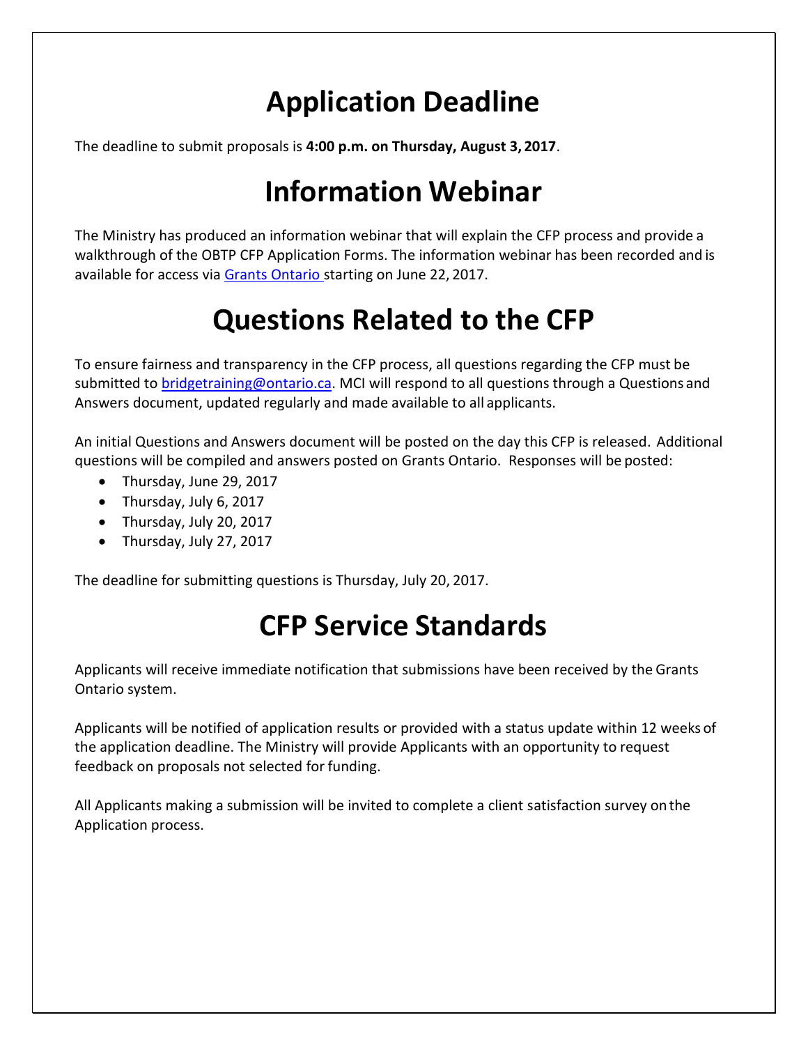# Application Deadline

The deadline to submit proposals is **4:00 p.m. on Thursday, August 3, 2017**.

# Information Webinar

The Ministry has produced an information webinar that will explain the CFP process and provide a walkthrough of the OBTP CFP Application Forms. The information webinar has been recorded and is available for access via [Grants Ontario](Grants Ontario) starting on June 22, 2017.

# Questions Related to the CFP

To ensure fairness and transparency in the CFP process, all questions regarding the CFP must be submitted to [bridgetraining@ontario.ca](mailto:bridgetraining@ontario.ca). MCI will respond to all questions through a Questions and Answers document, updated regularly and made available to all applicants.

An initial Questions and Answers document will be posted on the day this CFP is released. Additional questions will be compiled and answers posted on Grants Ontario. Responses will be posted:

- Thursday, June 29, 2017
- Thursday, July 6, 2017
- Thursday, July 20, 2017
- Thursday, July 27, 2017

The deadline for submitting questions is Thursday, July 20, 2017.

# CFP Service Standards

Applicants will receive immediate notification that submissions have been received by the Grants Ontario system.

Applicants will be notified of application results or provided with a status update within 12 weeks of the application deadline. The Ministry will provide Applicants with an opportunity to request feedback on proposals not selected for funding.

All Applicants making a submission will be invited to complete a client satisfaction survey on the Application process.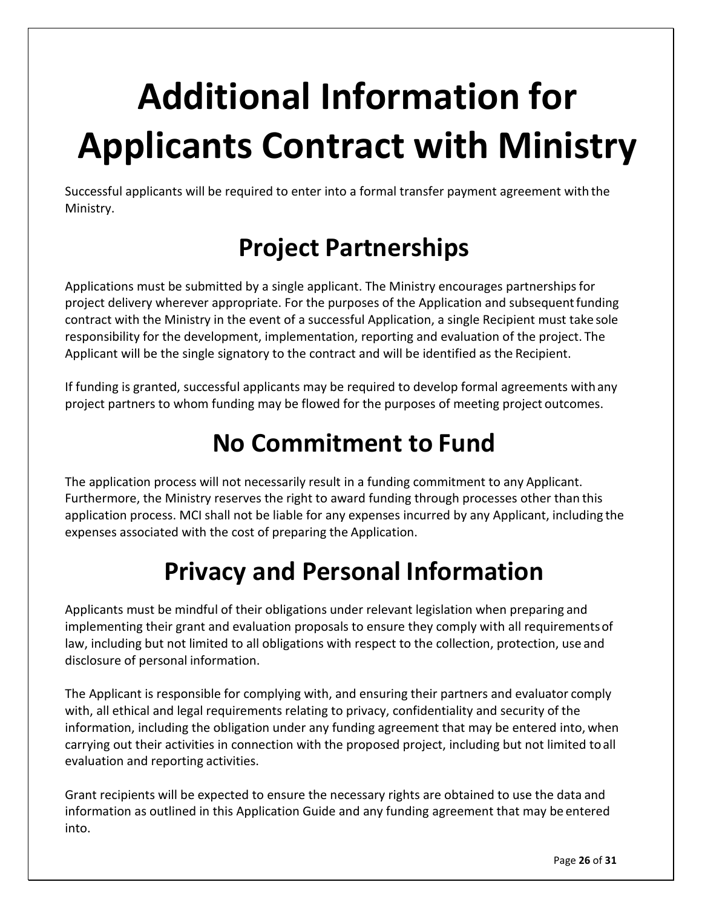# Additional Information for Applicants Contract with Ministry

Successful applicants will be required to enter into a formal transfer payment agreement with the Ministry.

## Project Partnerships

Applications must be submitted by a single applicant. The Ministry encourages partnerships for project delivery wherever appropriate. For the purposes of the Application and subsequent funding contract with the Ministry in the event of a successful Application, a single Recipient must take sole responsibility for the development, implementation, reporting and evaluation of the project. The Applicant will be the single signatory to the contract and will be identified as the Recipient.

If funding is granted, successful applicants may be required to develop formal agreements with any project partners to whom funding may be flowed for the purposes of meeting project outcomes.

## No Commitment to Fund

The application process will not necessarily result in a funding commitment to any Applicant. Furthermore, the Ministry reserves the right to award funding through processes other than this application process. MCI shall not be liable for any expenses incurred by any Applicant, including the expenses associated with the cost of preparing the Application.

## Privacy and Personal Information

Applicants must be mindful of their obligations under relevant legislation when preparing and implementing their grant and evaluation proposals to ensure they comply with all requirements of law, including but not limited to all obligations with respect to the collection, protection, use and disclosure of personal information.

The Applicant is responsible for complying with, and ensuring their partners and evaluator comply with, all ethical and legal requirements relating to privacy, confidentiality and security of the information, including the obligation under any funding agreement that may be entered into, when carrying out their activities in connection with the proposed project, including but not limited to all evaluation and reporting activities.

Grant recipients will be expected to ensure the necessary rights are obtained to use the data and information as outlined in this Application Guide and any funding agreement that may be entered into.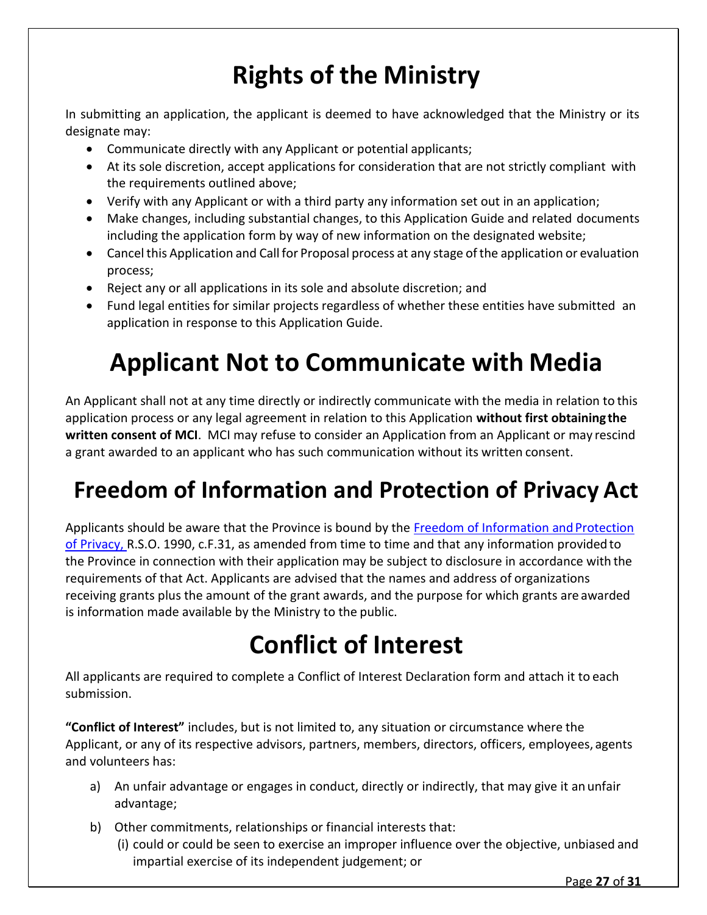# Rights of the Ministry

In submitting an application, the applicant is deemed to have acknowledged that the Ministry or its designate may:

- Communicate directly with any Applicant or potential applicants;
- At its sole discretion, accept applications for consideration that are not strictly compliant with the requirements outlined above;
- Verify with any Applicant or with a third party any information set out in an application;
- Make changes, including substantial changes, to this Application Guide and related documents including the application form by way of new information on the designated website;
- Cancel this Application and Call for Proposal process at any stage of the application or evaluation process;
- Reject any or all applications in its sole and absolute discretion; and
- Fund legal entities for similar projects regardless of whether these entities have submitted an application in response to this Application Guide.

# Applicant Not to Communicate with Media

An Applicant shall not at any time directly or indirectly communicate with the media in relation to this application process or any legal agreement in relation to this Application **without first obtaining the written consent of MCI**. MCI may refuse to consider an Application from an Applicant or may rescind a grant awarded to an applicant who has such communication without its written consent.

# Freedom of Information and Protection of Privacy Act

Applicants should be aware that the Province is bound by the Freedom of Information and Protection of Privacy, R.S.O. 1990, c.F.31, as amended from time to time and that any information provided to the Province in connection with their application may be subject to disclosure in accordance with the requirements of that Act. Applicants are advised that the names and address of organizations receiving grants plus the amount of the grant awards, and the purpose for which grants are awarded is information made available by the Ministry to the public.

# Conflict of Interest

All applicants are required to complete a Conflict of Interest Declaration form and attach it to each submission.

**"Conflict of Interest"** includes, but is not limited to, any situation or circumstance where the Applicant, or any of its respective advisors, partners, members, directors, officers, employees, agents and volunteers has:

a) An unfair advantage or engages in conduct, directly or indirectly, that may give it an unfair advantage;

b) Other commitments, relationships or financial interests that:
   (i) could or could be seen to exercise an improper influence over the objective, unbiased and impartial exercise of its independent judgement; or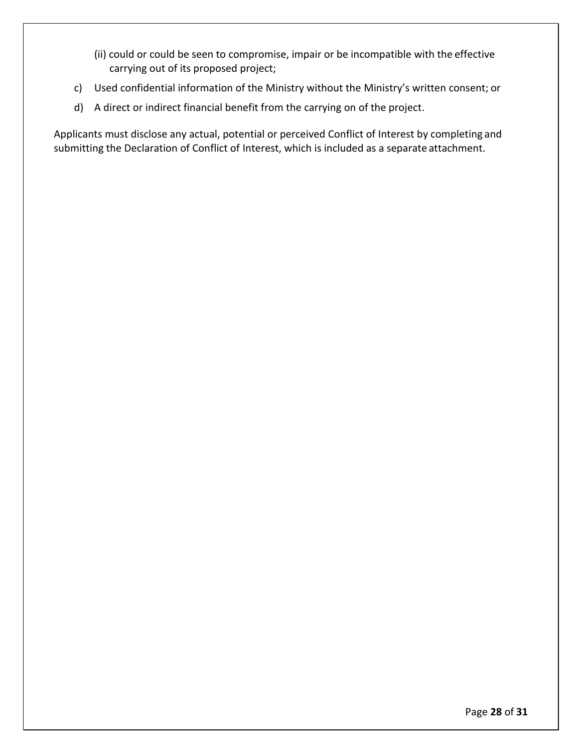(ii) could or could be seen to compromise, impair or be incompatible with the effective carrying out of its proposed project;

c) Used confidential information of the Ministry without the Ministry's written consent; or

d) A direct or indirect financial benefit from the carrying on of the project.

Applicants must disclose any actual, potential or perceived Conflict of Interest by completing and submitting the Declaration of Conflict of Interest, which is included as a separate attachment.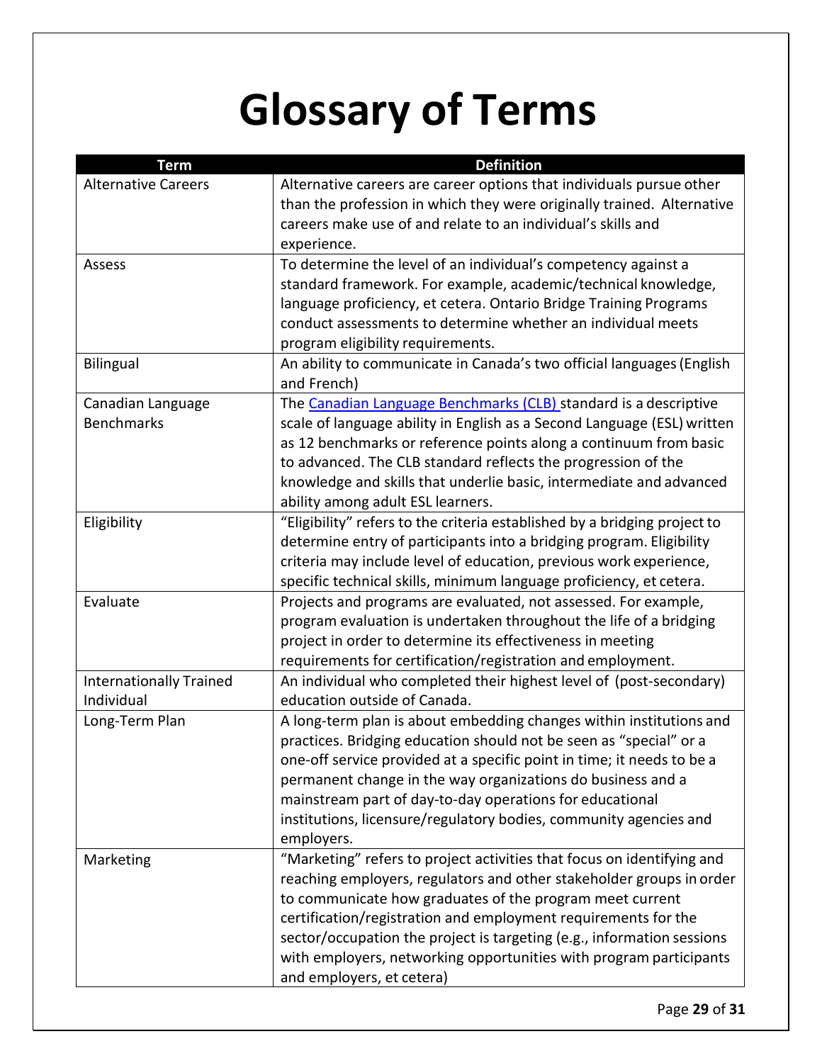# Glossary of Terms

| Term | Definition |
| --- | --- |
| Alternative Careers | Alternative careers are career options that individuals pursue other than the profession in which they were originally trained. Alternative careers make use of and relate to an individual's skills and experience. |
| Assess | To determine the level of an individual's competency against a standard framework. For example, academic/technical knowledge, language proficiency, et cetera. Ontario Bridge Training Programs conduct assessments to determine whether an individual meets program eligibility requirements. |
| Bilingual | An ability to communicate in Canada's two official languages (English and French) |
| Canadian Language Benchmarks | The Canadian Language Benchmarks (CLB) standard is a descriptive scale of language ability in English as a Second Language (ESL) written as 12 benchmarks or reference points along a continuum from basic to advanced. The CLB standard reflects the progression of the knowledge and skills that underlie basic, intermediate and advanced ability among adult ESL learners. |
| Eligibility | "Eligibility" refers to the criteria established by a bridging project to determine entry of participants into a bridging program. Eligibility criteria may include level of education, previous work experience, specific technical skills, minimum language proficiency, et cetera. |
| Evaluate | Projects and programs are evaluated, not assessed. For example, program evaluation is undertaken throughout the life of a bridging project in order to determine its effectiveness in meeting requirements for certification/registration and employment. |
| Internationally Trained Individual | An individual who completed their highest level of (post-secondary) education outside of Canada. |
| Long-Term Plan | A long-term plan is about embedding changes within institutions and practices. Bridging education should not be seen as "special" or a one-off service provided at a specific point in time; it needs to be a permanent change in the way organizations do business and a mainstream part of day-to-day operations for educational institutions, licensure/regulatory bodies, community agencies and employers. |
| Marketing | "Marketing" refers to project activities that focus on identifying and reaching employers, regulators and other stakeholder groups in order to communicate how graduates of the program meet current certification/registration and employment requirements for the sector/occupation the project is targeting (e.g., information sessions with employers, networking opportunities with program participants and employers, et cetera) |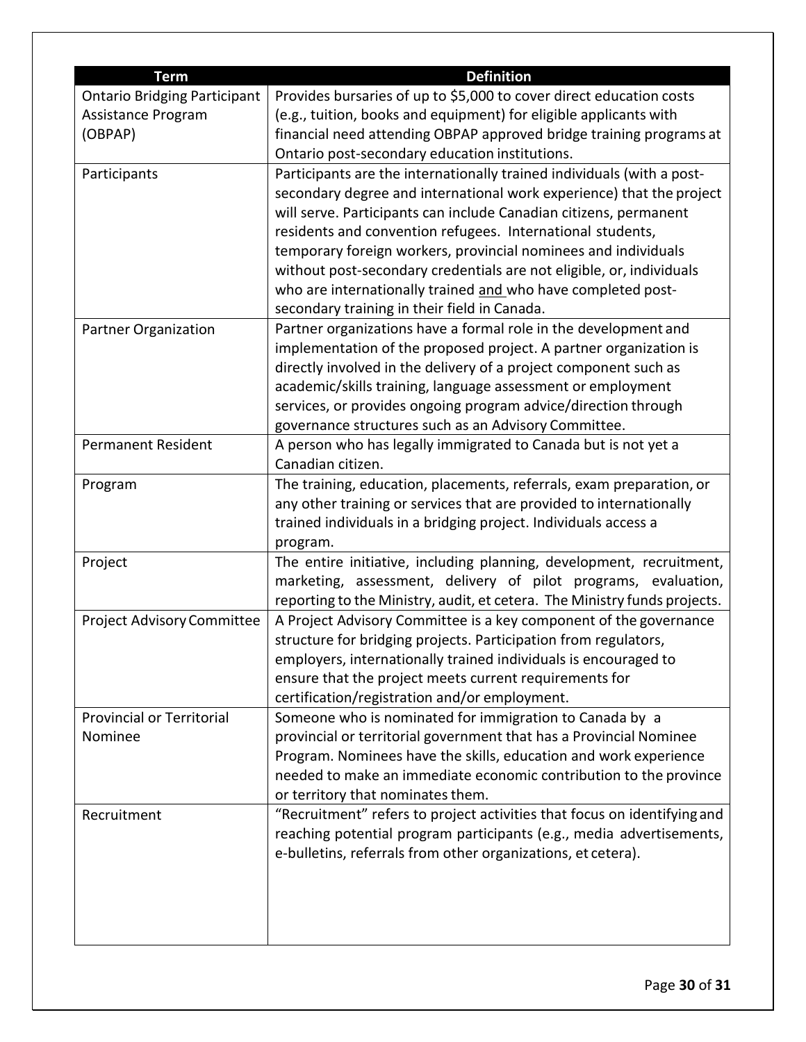| Term | Definition |
|---|---|
| Ontario Bridging Participant Assistance Program (OBPAP) | Provides bursaries of up to $5,000 to cover direct education costs (e.g., tuition, books and equipment) for eligible applicants with financial need attending OBPAP approved bridge training programs at Ontario post-secondary education institutions. |
| Participants | Participants are the internationally trained individuals (with a post-secondary degree and international work experience) that the project will serve. Participants can include Canadian citizens, permanent residents and convention refugees. International students, temporary foreign workers, provincial nominees and individuals without post-secondary credentials are not eligible, or, individuals who are internationally trained <u>and</u> who have completed post-secondary training in their field in Canada. |
| Partner Organization | Partner organizations have a formal role in the development and implementation of the proposed project. A partner organization is directly involved in the delivery of a project component such as academic/skills training, language assessment or employment services, or provides ongoing program advice/direction through governance structures such as an Advisory Committee. |
| Permanent Resident | A person who has legally immigrated to Canada but is not yet a Canadian citizen. |
| Program | The training, education, placements, referrals, exam preparation, or any other training or services that are provided to internationally trained individuals in a bridging project. Individuals access a program. |
| Project | The entire initiative, including planning, development, recruitment, marketing, assessment, delivery of pilot programs, evaluation, reporting to the Ministry, audit, et cetera. The Ministry funds projects. |
| Project Advisory Committee | A Project Advisory Committee is a key component of the governance structure for bridging projects. Participation from regulators, employers, internationally trained individuals is encouraged to ensure that the project meets current requirements for certification/registration and/or employment. |
| Provincial or Territorial Nominee | Someone who is nominated for immigration to Canada by a provincial or territorial government that has a Provincial Nominee Program. Nominees have the skills, education and work experience needed to make an immediate economic contribution to the province or territory that nominates them. |
| Recruitment | "Recruitment" refers to project activities that focus on identifying and reaching potential program participants (e.g., media advertisements, e-bulletins, referrals from other organizations, et cetera). |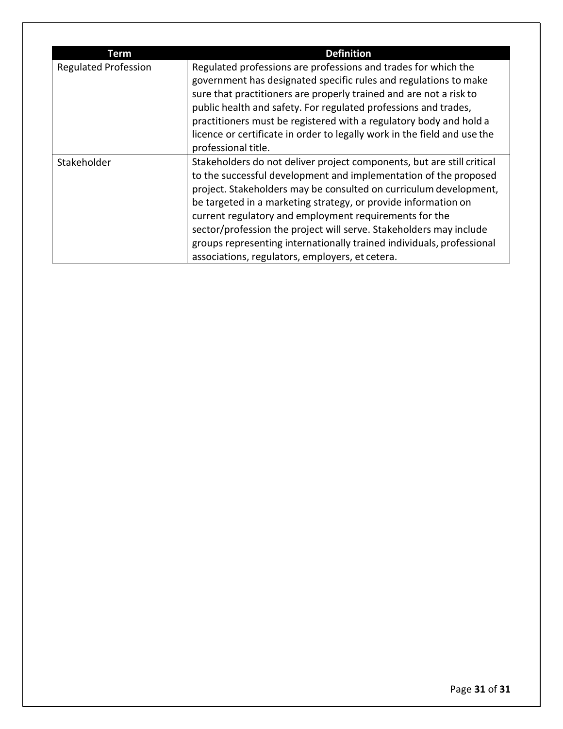| Term | Definition |
| --- | --- |
| Regulated Profession | Regulated professions are professions and trades for which the government has designated specific rules and regulations to make sure that practitioners are properly trained and are not a risk to public health and safety. For regulated professions and trades, practitioners must be registered with a regulatory body and hold a licence or certificate in order to legally work in the field and use the professional title. |
| Stakeholder | Stakeholders do not deliver project components, but are still critical to the successful development and implementation of the proposed project. Stakeholders may be consulted on curriculum development, be targeted in a marketing strategy, or provide information on current regulatory and employment requirements for the sector/profession the project will serve. Stakeholders may include groups representing internationally trained individuals, professional associations, regulators, employers, et cetera. |